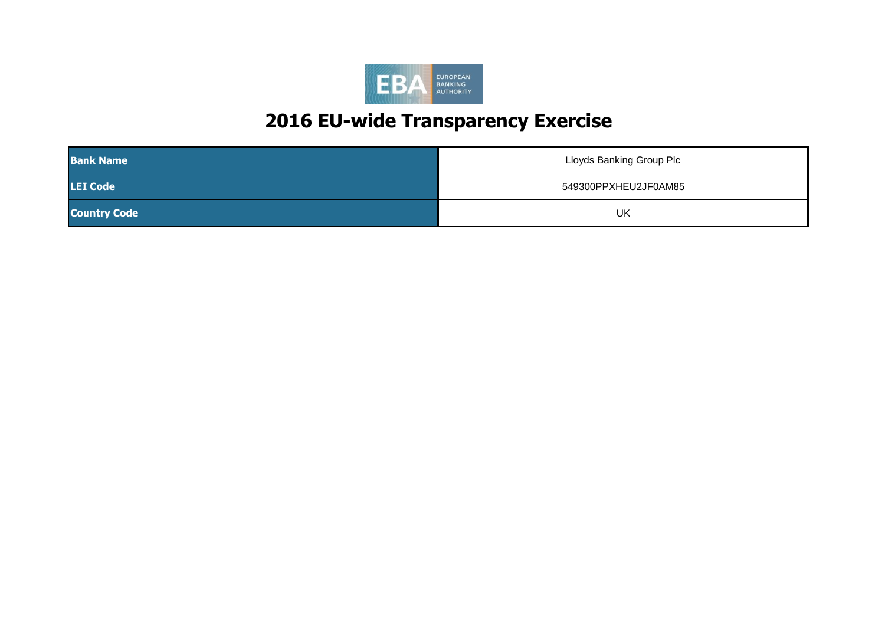# 2016 EU-wide Transparency Exercise

| | |
|---|---|
| **Bank Name** | Lloyds Banking Group Plc |
| **LEI Code** | 549300PPXHEU2JF0AM85 |
| **Country Code** | UK |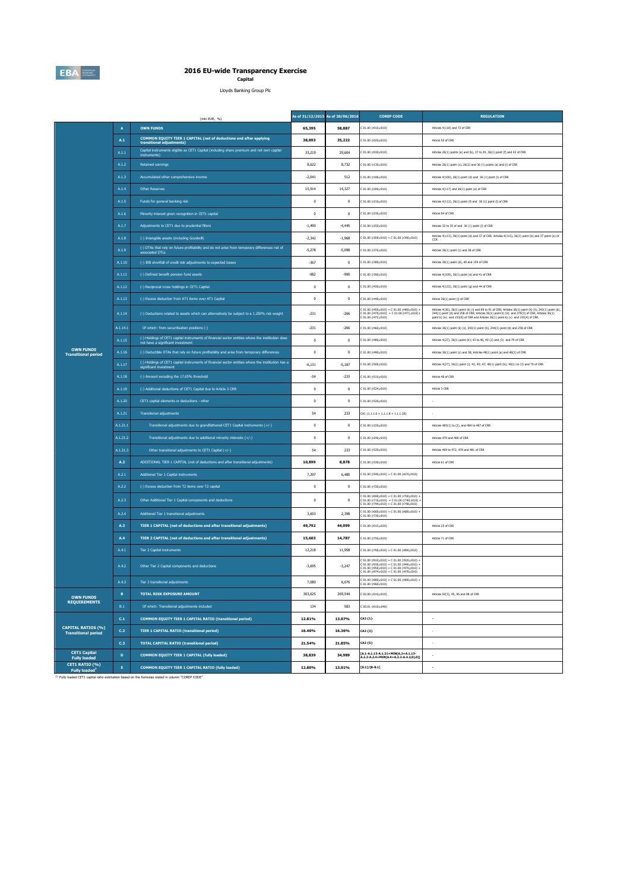# 2016 EU-wide Transparency Exercise

**Capital**

Lloyds Banking Group Plc

| | | (mln EUR, %) | As of 31/12/2015 | As of 30/06/2016 | COREP CODE | REGULATION |
|---|---|---|---|---|---|---|
| OWN FUNDS Transitional period | A | **OWN FUNDS** | **65,395** | **58,887** | C 01.00 (r010,c010) | Articles 4(118) and 72 of CRR |
| | A.1 | **COMMON EQUITY TIER 1 CAPITAL (net of deductions and after applying transitional adjustments)** | **38,893** | **35,222** | C 01.00 (r020,c010) | Article 50 of CRR |
| | A.1.1 | Capital instruments eligible as CET1 Capital (including share premium and net own capital instruments) | 33,219 | 29,604 | C 01.00 (r030,c010) | Articles 26(1) points (a) and (b), 27 to 29, 36(1) point (f) and 42 of CRR |
| | A.1.2 | Retained earnings | 8,622 | 8,732 | C 01.00 (r130,c010) | Articles 26(1) point (c), 26(2) and 36 (1) points (a) and (l) of CRR |
| | A.1.3 | Accumulated other comprehensive income | -2,041 | 512 | C 01.00 (r180,c010) | Articles 4(100), 26(1) point (d) and 36 (1) point (l) of CRR |
| | A.1.4 | Other Reserves | 15,914 | 14,327 | C 01.00 (r200,c010) | Articles 4(117) and 26(1) point (e) of CRR |
| | A.1.5 | Funds for general banking risk | 0 | 0 | C 01.00 (r210,c010) | Articles 4(112), 26(1) point (f) and 36 (1) point (l) of CRR |
| | A.1.6 | Minority interest given recognition in CET1 capital | 0 | 0 | C 01.00 (r230,c010) | Article 84 of CRR |
| | A.1.7 | Adjustments to CET1 due to prudential filters | -1,490 | -4,445 | C 01.00 (r250,c010) | Articles 32 to 35 of and 36 (1) point (l) of CRR |
| | A.1.8 | (-) Intangible assets (including Goodwill) | -2,342 | -1,968 | C 01.00 (r300,c010) + C 01.00 (r340,c010) | Articles 4(113), 36(1) point (b) and 37 of CRR. Articles 4(115), 36(1) point (b) and 37 point (a) of CCR |
| | A.1.9 | (-) DTAs that rely on future profitability and do not arise from temporary differences net of associated DTLs | -5,278 | -5,098 | C 01.00 (r370,c010) | Articles 36(1) point (c) and 38 of CRR |
| | A.1.10 | (-) IRB shortfall of credit risk adjustments to expected losses | -367 | 0 | C 01.00 (r380,c010) | Articles 36(1) point (d), 40 and 159 of CRR |
| | A.1.11 | (-) Defined benefit pension fund assets | -982 | -990 | C 01.00 (r390,c010) | Articles 4(109), 36(1) point (e) and 41 of CRR |
| | A.1.12 | (-) Reciprocal cross holdings in CET1 Capital | 0 | 0 | C 01.00 (r430,c010) | Articles 4(122), 36(1) point (g) and 44 of CRR |
| | A.1.13 | (-) Excess deduction from AT1 items over AT1 Capital | 0 | 0 | C 01.00 (r440,c010) | Article 36(1) point (j) of CRR |
| | A.1.14 | (-) Deductions related to assets which can alternatively be subject to a 1.250% risk weight | -231 | -266 | C 01.00 (r450,c010) + C 01.00 (r460,c010) + C 01.00 (r470,c010) + C 01.00 (r471,c010)+ C 01.00 (r472,c010) | Articles 4(36), 36(1) point (k) (i) and 89 to 91 of CRR; Articles 36(1) point (k) (ii), 243(1) point (b), 244(1) point (b) and 258 of CRR; Articles 36(1) point k) (iii) and 379(3) of CRR; Articles 36(1) point k) (iv) and 153(8) of CRR and Articles 36(1) point k) (v) and 155(4) of CRR. |
| | A.1.14.1 | Of which: from securitisation positions (-) | -231 | -266 | C 01.00 (r460,c010) | Articles 36(1) point (k) (ii), 243(1) point (b), 244(1) point (b) and 258 of CRR |
| | A.1.15 | (-) Holdings of CET1 capital instruments of financial sector entities where the institution does not have a significant investment | 0 | 0 | C 01.00 (r480,c010) | Articles 4(27), 36(1) point (h); 43 to 46, 49 (2) and (3) and 79 of CRR |
| | A.1.16 | (-) Deductible DTAs that rely on future profitability and arise from temporary differences | 0 | 0 | C 01.00 (r490,c010) | Articles 36(1) point (c) and 38; Articles 48(1) point (a) and 48(2) of CRR |
| | A.1.17 | (-) Holdings of CET1 capital instruments of financial sector entities where the institution has a significant investment | -6,131 | -5,187 | C 01.00 (r500,c010) | Articles 4(27); 36(1) point (i); 43, 45; 47; 48(1) point (b); 49(1) to (3) and 79 of CRR |
| | A.1.18 | (-) Amount exceding the 17.65% threshold | -54 | -233 | C 01.00 (r510,c010) | Article 48 of CRR |
| | A.1.19 | (-) Additional deductions of CET1 Capital due to Article 3 CRR | 0 | 0 | C 01.00 (r524,c010) | Article 3 CRR |
| | A.1.20 | CET1 capital elements or deductions - other | 0 | 0 | C 01.00 (r529,c010) | - |
| | A.1.21 | Transitional adjustments | 54 | 233 | CA1 {1.1.1.6 + 1.1.1.8 + 1.1.1.26} | - |
| | A.1.21.1 | Transitional adjustments due to grandfathered CET1 Capital instruments (+/-) | 0 | 0 | C 01.00 (r220,c010) | Articles 483(1) to (3), and 484 to 487 of CRR |
| | A.1.21.2 | Transitional adjustments due to additional minority interests (+/-) | 0 | 0 | C 01.00 (r240,c010) | Articles 479 and 480 of CRR |
| | A.1.21.3 | Other transitional adjustments to CET1 Capital (+/-) | 54 | 233 | C 01.00 (r520,c010) | Articles 469 to 472, 478 and 481 of CRR |
| | A.2 | ADDITIONAL TIER 1 CAPITAL (net of deductions and after transitional adjustments) | **10,899** | **8,878** | C 01.00 (r530,c010) | Article 61 of CRR |
| | A.2.1 | Additional Tier 1 Capital instruments | 7,297 | 6,480 | C 01.00 (r540,c010) + C 01.00 (r670,c010) | |
| | A.2.2 | (-) Excess deduction from T2 items over T2 capital | 0 | 0 | C 01.00 (r720,c010) | |
| | A.2.3 | Other Additional Tier 1 Capital components and deductions | 0 | 0 | C 01.00 (r690,c010) + C 01.00 (r700,c010) + C 01.00 (r710,c010) + C 01.00 (r740,c010) + C 01.00 (r744,c010) + C 01.00 (r748,c010) | |
| | A.2.4 | Additional Tier 1 transitional adjustments | 3,603 | 2,398 | C 01.00 (r660,c010) + C 01.00 (r680,c010) + C 01.00 (r730,c010) | |
| | A.3 | **TIER 1 CAPITAL (net of deductions and after transitional adjustments)** | **49,792** | **44,099** | C 01.00 (r015,c010) | Article 25 of CRR |
| | A.4 | **TIER 2 CAPITAL (net of deductions and after transitional adjustments)** | **15,603** | **14,787** | C 01.00 (r750,c010) | Article 71 of CRR |
| | A.4.1 | Tier 2 Capital instruments | 12,218 | 11,958 | C 01.00 (r760,c010) + C 01.00 (r890,c010) | |
| | A.4.2 | Other Tier 2 Capital components and deductions | -3,695 | -3,247 | C 01.00 (r910,c010) + C 01.00 (r920,c010) + C 01.00 (r930,c010) + C 01.00 (r940,c010) + C 01.00 (r950,c010) + C 01.00 (r970,c010) + C 01.00 (r974,c010) + C 01.00 (r978,c010) | |
| | A.4.3 | Tier 2 transitional adjustments | 7,080 | 6,076 | C 01.00 (r880,c010) + C 01.00 (r900,c010) + C 01.00 (r960,c010) | |
| OWN FUNDS REQUIREMENTS | B | **TOTAL RISK EXPOSURE AMOUNT** | **303,625** | **269,544** | C 02.00 (r010,c010) | Articles 92(3), 95, 96 and 98 of CRR |
| | B.1 | Of which: Transitional adjustments included | 134 | 583 | C 05.01 (r010;c040) | |
| CAPITAL RATIOS (%) Transitional period | C.1 | **COMMON EQUITY TIER 1 CAPITAL RATIO (transitional period)** | **12.81%** | **13.07%** | CA3 {1} | - |
| | C.2 | **TIER 1 CAPITAL RATIO (transitional period)** | **16.40%** | **16.36%** | CA3 {3} | - |
| | C.3 | **TOTAL CAPITAL RATIO (transitional period)** | **21.54%** | **21.85%** | CA3 {5} | - |
| CET1 Capital Fully loaded | D | **COMMON EQUITY TIER 1 CAPITAL (fully loaded)** | **38,839** | **34,989** | [A.1-A.1.13-A.1.21+MIN(A.2+A.1.13-A.2.2-A.2.4+MIN(A.4+A.2.2-A.4.3,0),0)] | - |
| CET1 RATIO (%) Fully loaded[1] | E | **COMMON EQUITY TIER 1 CAPITAL RATIO (fully loaded)** | **12.80%** | **13.01%** | [D.1]/[B-B.1] | - |

[1] Fully loaded CET1 capital ratio estimation based on the formulae stated in column "COREP CODE"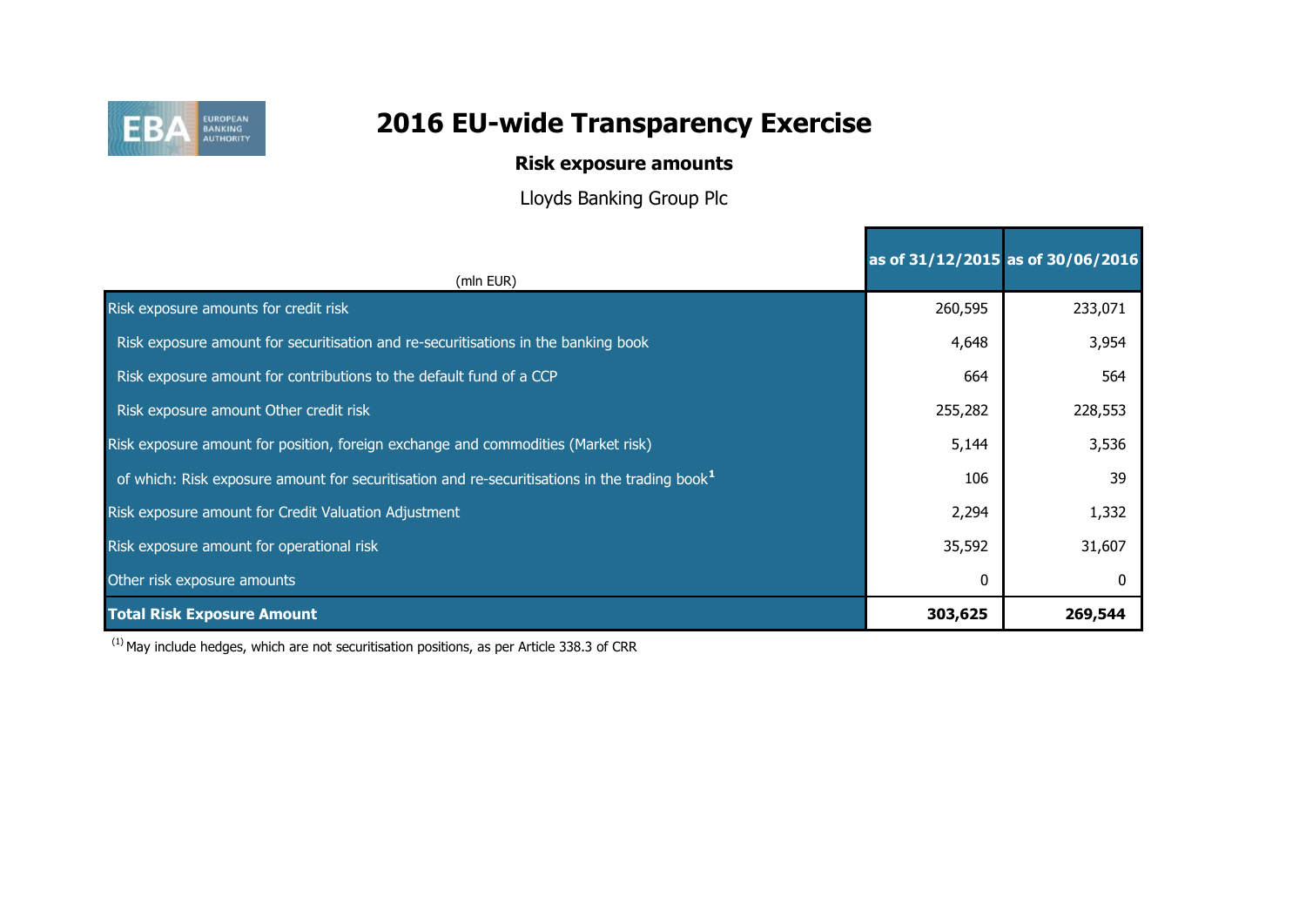# 2016 EU-wide Transparency Exercise

## Risk exposure amounts

Lloyds Banking Group Plc

| (mln EUR) | as of 31/12/2015 | as of 30/06/2016 |
|---|---|---|
| Risk exposure amounts for credit risk | 260,595 | 233,071 |
| Risk exposure amount for securitisation and re-securitisations in the banking book | 4,648 | 3,954 |
| Risk exposure amount for contributions to the default fund of a CCP | 664 | 564 |
| Risk exposure amount Other credit risk | 255,282 | 228,553 |
| Risk exposure amount for position, foreign exchange and commodities (Market risk) | 5,144 | 3,536 |
| of which: Risk exposure amount for securitisation and re-securitisations in the trading book[1] | 106 | 39 |
| Risk exposure amount for Credit Valuation Adjustment | 2,294 | 1,332 |
| Risk exposure amount for operational risk | 35,592 | 31,607 |
| Other risk exposure amounts | 0 | 0 |
| **Total Risk Exposure Amount** | **303,625** | **269,544** |

[1] May include hedges, which are not securitisation positions, as per Article 338.3 of CRR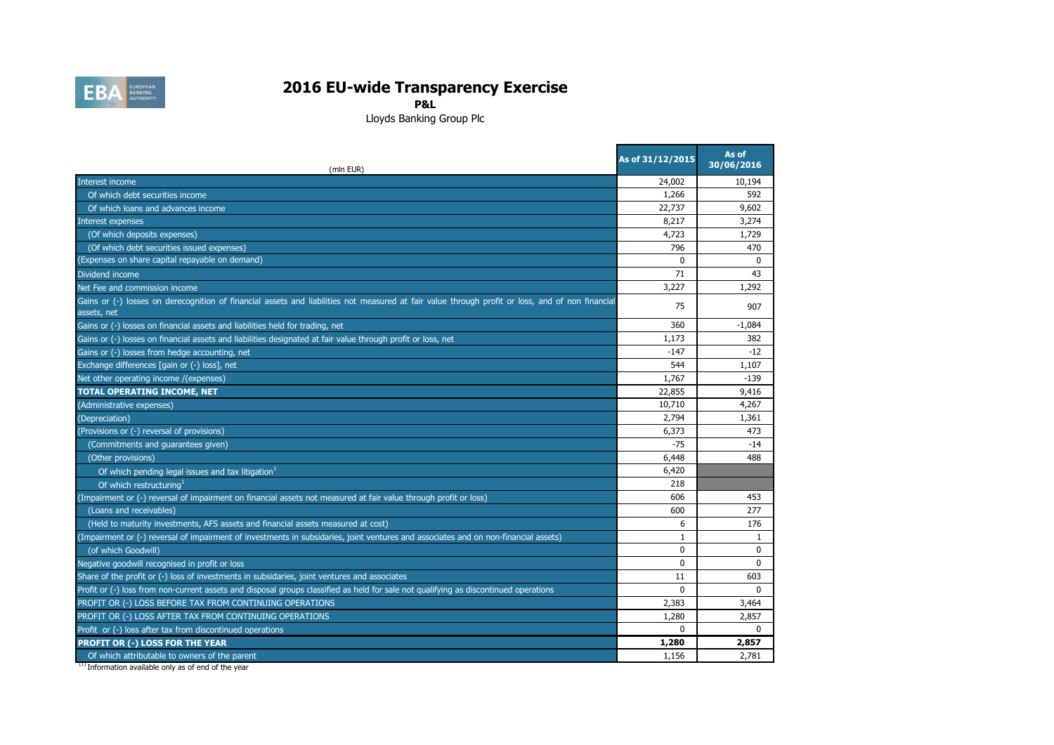# 2016 EU-wide Transparency Exercise

**P&L**

Lloyds Banking Group Plc

| (mln EUR) | As of 31/12/2015 | As of 30/06/2016 |
|---|---|---|
| Interest income | 24,002 | 10,194 |
| Of which debt securities income | 1,266 | 592 |
| Of which loans and advances income | 22,737 | 9,602 |
| Interest expenses | 8,217 | 3,274 |
| (Of which deposits expenses) | 4,723 | 1,729 |
| (Of which debt securities issued expenses) | 796 | 470 |
| (Expenses on share capital repayable on demand) | 0 | 0 |
| Dividend income | 71 | 43 |
| Net Fee and commission income | 3,227 | 1,292 |
| Gains or (-) losses on derecognition of financial assets and liabilities not measured at fair value through profit or loss, and of non financial assets, net | 75 | 907 |
| Gains or (-) losses on financial assets and liabilities held for trading, net | 360 | -1,084 |
| Gains or (-) losses on financial assets and liabilities designated at fair value through profit or loss, net | 1,173 | 382 |
| Gains or (-) losses from hedge accounting, net | -147 | -12 |
| Exchange differences [gain or (-) loss], net | 544 | 1,107 |
| Net other operating income /(expenses) | 1,767 | -139 |
| **TOTAL OPERATING INCOME, NET** | 22,855 | 9,416 |
| (Administrative expenses) | 10,710 | 4,267 |
| (Depreciation) | 2,794 | 1,361 |
| (Provisions or (-) reversal of provisions) | 6,373 | 473 |
| (Commitments and guarantees given) | -75 | -14 |
| (Other provisions) | 6,448 | 488 |
| Of which pending legal issues and tax litigation[1] | 6,420 | |
| Of which restructuring[1] | 218 | |
| (Impairment or (-) reversal of impairment on financial assets not measured at fair value through profit or loss) | 606 | 453 |
| (Loans and receivables) | 600 | 277 |
| (Held to maturity investments, AFS assets and financial assets measured at cost) | 6 | 176 |
| (Impairment or (-) reversal of impairment of investments in subsidaries, joint ventures and associates and on non-financial assets) | 1 | 1 |
| (of which Goodwill) | 0 | 0 |
| Negative goodwill recognised in profit or loss | 0 | 0 |
| Share of the profit or (-) loss of investments in subsidaries, joint ventures and associates | 11 | 603 |
| Profit or (-) loss from non-current assets and disposal groups classified as held for sale not qualifying as discontinued operations | 0 | 0 |
| PROFIT OR (-) LOSS BEFORE TAX FROM CONTINUING OPERATIONS | 2,383 | 3,464 |
| PROFIT OR (-) LOSS AFTER TAX FROM CONTINUING OPERATIONS | 1,280 | 2,857 |
| Profit or (-) loss after tax from discontinued operations | 0 | 0 |
| **PROFIT OR (-) LOSS FOR THE YEAR** | **1,280** | **2,857** |
| Of which attributable to owners of the parent | 1,156 | 2,781 |

[1] Information available only as of end of the year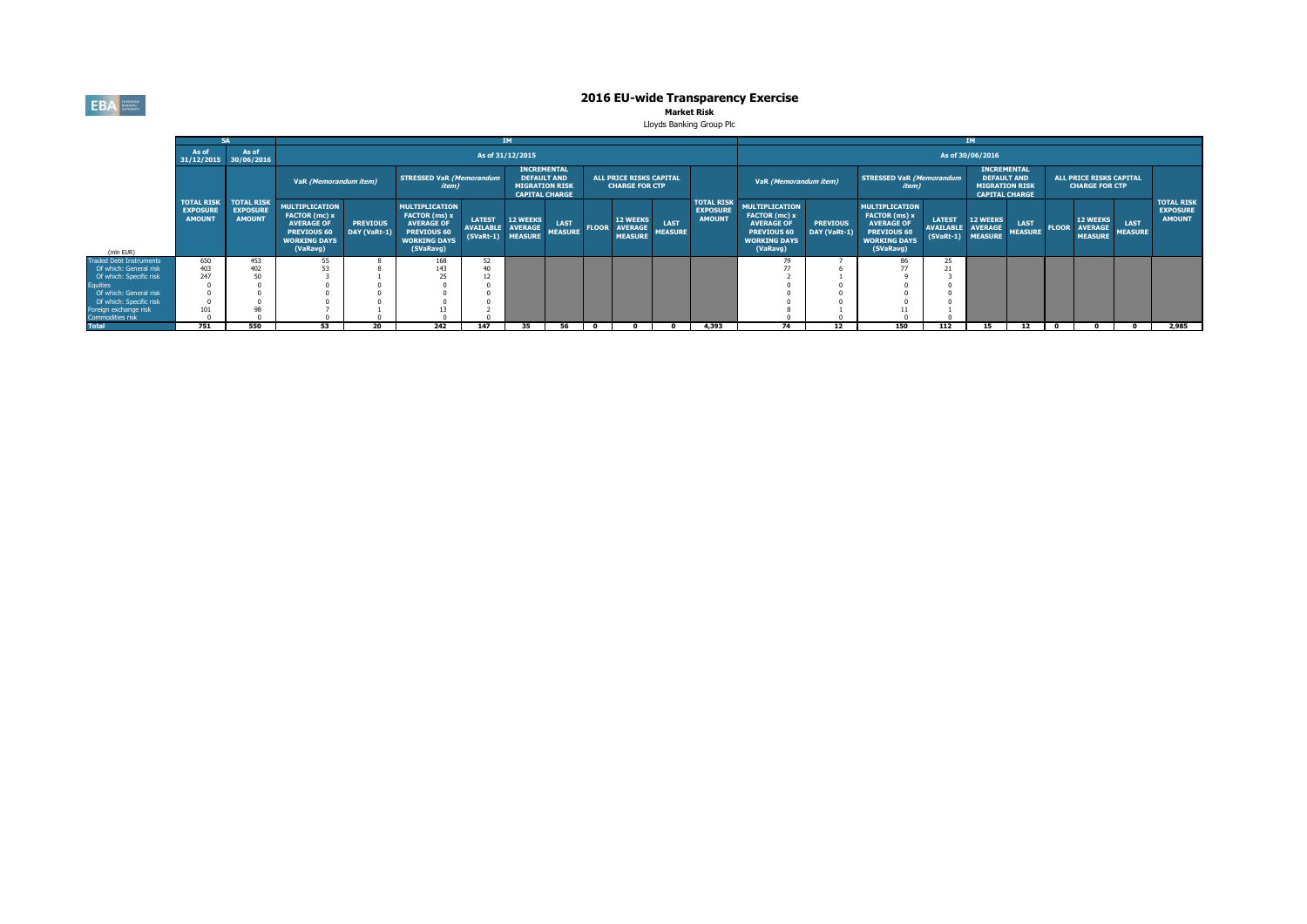# 2016 EU-wide Transparency Exercise

**Market Risk**

Lloyds Banking Group Plc

| (mln EUR) | SA | | IM | | | | | | | | | | | IM | | | | | | | | | | |
|---|---|---|---|---|---|---|---|---|---|---|---|---|---|---|---|---|---|---|---|---|---|---|---|---|
| | As of 31/12/2015 | As of 30/06/2016 | As of 31/12/2015 | | | | | | | | | | | As of 30/06/2016 | | | | | | | | | | |
| | | | VaR *(Memorandum item)* | | STRESSED VaR *(Memorandum item)* | | INCREMENTAL DEFAULT AND MIGRATION RISK CAPITAL CHARGE | | ALL PRICE RISKS CAPITAL CHARGE FOR CTP | | | | | VaR *(Memorandum item)* | | STRESSED VaR *(Memorandum item)* | | INCREMENTAL DEFAULT AND MIGRATION RISK CAPITAL CHARGE | | ALL PRICE RISKS CAPITAL CHARGE FOR CTP | | | | |
| | TOTAL RISK EXPOSURE AMOUNT | TOTAL RISK EXPOSURE AMOUNT | MULTIPLICATION FACTOR (mc) x AVERAGE OF PREVIOUS 60 WORKING DAYS (VaRavg) | PREVIOUS DAY (VaRt-1) | MULTIPLICATION FACTOR (ms) x AVERAGE OF PREVIOUS 60 WORKING DAYS (SVaRavg) | LATEST AVAILABLE (SVaRt-1) | 12 WEEKS AVERAGE MEASURE | LAST MEASURE | FLOOR | 12 WEEKS AVERAGE MEASURE | LAST MEASURE | TOTAL RISK EXPOSURE AMOUNT | | MULTIPLICATION FACTOR (mc) x AVERAGE OF PREVIOUS 60 WORKING DAYS (VaRavg) | PREVIOUS DAY (VaRt-1) | MULTIPLICATION FACTOR (ms) x AVERAGE OF PREVIOUS 60 WORKING DAYS (SVaRavg) | LATEST AVAILABLE (SVaRt-1) | 12 WEEKS AVERAGE MEASURE | LAST MEASURE | FLOOR | 12 WEEKS AVERAGE MEASURE | LAST MEASURE | TOTAL RISK EXPOSURE AMOUNT | |
| Traded Debt Instruments | 650 | 453 | 55 | 8 | 168 | 52 | | | | | | | | 79 | 7 | 86 | 25 | | | | | | | |
| Of which: General risk | 403 | 402 | 53 | 8 | 143 | 40 | | | | | | | | 77 | 6 | 77 | 21 | | | | | | | |
| Of which: Specific risk | 247 | 50 | 3 | 1 | 25 | 12 | | | | | | | | 2 | 1 | 9 | 3 | | | | | | | |
| Equities | 0 | 0 | 0 | 0 | 0 | 0 | | | | | | | | 0 | 0 | 0 | 0 | | | | | | | |
| Of which: General risk | 0 | 0 | 0 | 0 | 0 | 0 | | | | | | | | 0 | 0 | 0 | 0 | | | | | | | |
| Of which: Specific risk | 0 | 0 | 0 | 0 | 0 | 0 | | | | | | | | 0 | 0 | 0 | 0 | | | | | | | |
| Foreign exchange risk | 101 | 98 | 7 | 1 | 13 | 2 | | | | | | | | 8 | 1 | 11 | 1 | | | | | | | |
| Commodities risk | 0 | 0 | 0 | 0 | 0 | 0 | | | | | | | | 0 | 0 | 0 | 0 | | | | | | | |
| Total | 751 | 550 | 53 | 20 | 242 | 147 | 35 | 56 | 0 | 0 | 0 | 4,393 | | 74 | 12 | 150 | 112 | 15 | 12 | 0 | 0 | 0 | 2,985 | |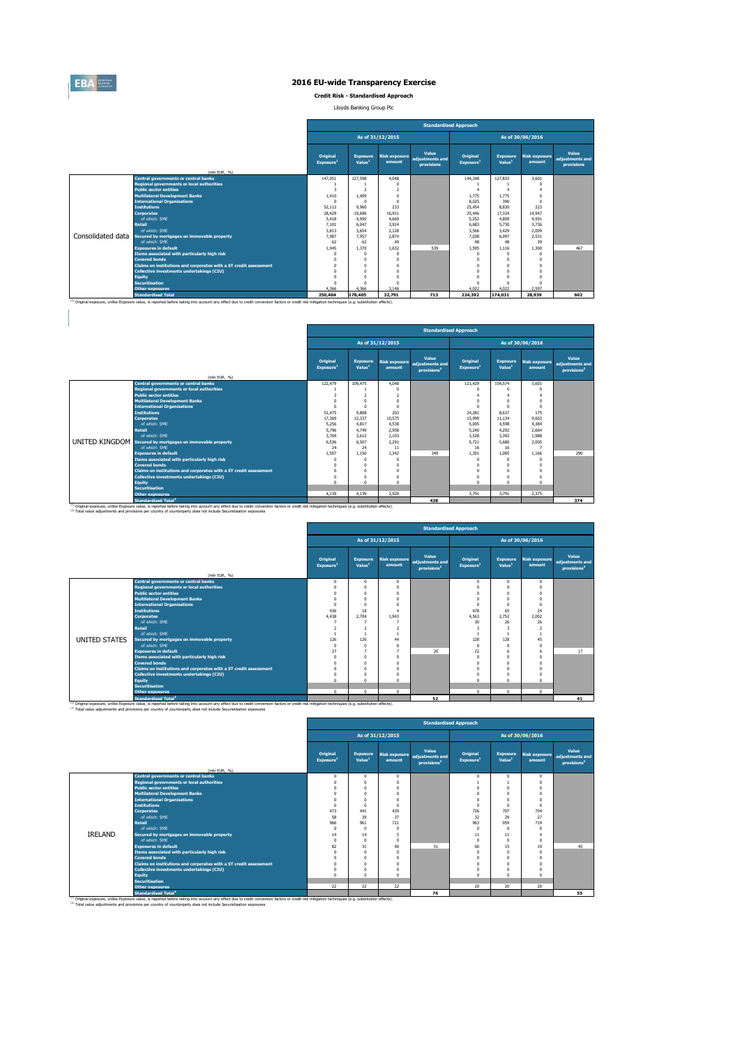# 2016 EU-wide Transparency Exercise

## Credit Risk - Standardised Approach

Lloyds Banking Group Plc

| | (mln EUR, %) | Standardised Approach | | | | | | | |
|---|---|---|---|---|---|---|---|---|---|
| | | As of 31/12/2015 | | | | As of 30/06/2016 | | | |
| | | Original Exposure[1] | Exposure Value[1] | Risk exposure amount | Value adjustments and provisions | Original Exposure[1] | Exposure Value[1] | Risk exposure amount | Value adjustments and provisions |
| Consolidated data | Central governments or central banks | 147,051 | 127,598 | 4,048 | | 144,348 | 127,833 | 3,601 | |
| | Regional governments or local authorities | 1 | 1 | 0 | | 1 | 1 | 0 | |
| | Public sector entities | 3 | 2 | 2 | | 4 | 4 | 4 | |
| | Multilateral Development Banks | 1,410 | 1,409 | 0 | | 1,775 | 1,775 | 0 | |
| | International Organisations | 0 | 0 | 0 | | 8,025 | 390 | 0 | |
| | Institutions | 52,112 | 9,960 | 233 | | 25,454 | 8,830 | 223 | |
| | Corporates | 28,429 | 19,696 | 16,931 | | 25,446 | 17,334 | 14,947 | |
| | of which: SME | 5,418 | 4,950 | 4,669 | | 5,252 | 4,809 | 4,591 | |
| | Retail | 7,101 | 6,047 | 3,924 | | 6,683 | 5,730 | 3,736 | |
| | of which: SME | 3,813 | 3,654 | 2,128 | | 3,566 | 3,429 | 2,009 | |
| | Secured by mortgages on immovable property | 7,987 | 7,957 | 2,874 | | 7,038 | 6,997 | 2,531 | |
| | of which: SME | 62 | 62 | 49 | | 48 | 48 | 39 | |
| | Exposures in default | 1,945 | 1,370 | 1,632 | 539 | 1,595 | 1,116 | 1,300 | 467 |
| | Items associated with particularly high risk | 0 | 0 | 0 | | 0 | 0 | 0 | |
| | Covered bonds | 0 | 0 | 0 | | 0 | 0 | 0 | |
| | Claims on institutions and corporates with a ST credit assessment | 0 | 0 | 0 | | 0 | 0 | 0 | |
| | Collective investments undertakings (CIU) | 0 | 0 | 0 | | 0 | 0 | 0 | |
| | Equity | 0 | 0 | 0 | | 0 | 0 | 0 | |
| | Securitisation | 0 | 0 | 0 | | 0 | 0 | 0 | |
| | Other exposures | 4,366 | 4,366 | 3,146 | | 4,022 | 4,022 | 2,597 | |
| | Standardised Total | 250,404 | 178,405 | 32,791 | 713 | 224,392 | 174,031 | 28,939 | 602 |

[1] Original exposure, unlike Exposure value, is reported before taking into account any effect due to credit conversion factors or credit risk mitigation techniques (e.g. substitution effects).

| | (mln EUR, %) | Standardised Approach | | | | | | | |
|---|---|---|---|---|---|---|---|---|---|
| | | As of 31/12/2015 | | | | As of 30/06/2016 | | | |
| | | Original Exposure[1] | Exposure Value[1] | Risk exposure amount | Value adjustments and provisions[2] | Original Exposure[1] | Exposure Value[1] | Risk exposure amount | Value adjustments and provisions[2] |
| UNITED KINGDOM | Central governments or central banks | 122,479 | 109,475 | 4,048 | | 121,429 | 104,574 | 3,601 | |
| | Regional governments or local authorities | 1 | 1 | 0 | | 0 | 0 | 0 | |
| | Public sector entities | 3 | 2 | 2 | | 4 | 4 | 4 | |
| | Multilateral Development Banks | 0 | 0 | 0 | | 0 | 0 | 0 | |
| | International Organisations | 0 | 0 | 0 | | 0 | 0 | 0 | |
| | Institutions | 51,475 | 9,808 | 203 | | 24,281 | 8,637 | 175 | |
| | Corporates | 17,369 | 12,337 | 10,575 | | 15,999 | 11,134 | 9,603 | |
| | of which: SME | 5,256 | 4,817 | 4,538 | | 5,005 | 4,598 | 4,384 | |
| | Retail | 5,796 | 4,749 | 2,958 | | 5,240 | 4,292 | 2,664 | |
| | of which: SME | 3,769 | 3,612 | 2,103 | | 3,528 | 3,392 | 1,988 | |
| | Secured by mortgages on immovable property | 6,536 | 6,507 | 2,291 | | 5,721 | 5,680 | 2,005 | |
| | of which: SME | 24 | 24 | 11 | | 16 | 16 | 7 | |
| | Exposures in default | 1,507 | 1,150 | 1,342 | 349 | 1,301 | 1,005 | 1,166 | 290 |
| | Items associated with particularly high risk | 0 | 0 | 0 | | 0 | 0 | 0 | |
| | Covered bonds | 0 | 0 | 0 | | 0 | 0 | 0 | |
| | Claims on institutions and corporates with a ST credit assessment | 0 | 0 | 0 | | 0 | 0 | 0 | |
| | Collective investments undertakings (CIU) | 0 | 0 | 0 | | 0 | 0 | 0 | |
| | Equity | 0 | 0 | 0 | | 0 | 0 | 0 | |
| | Securitisation | | | | | | | | |
| | Other exposures | 4,139 | 4,139 | 2,920 | | 3,791 | 3,791 | 2,375 | |
| | Standardised Total[2] | | | | 438 | | | | 374 |

[1] Original exposure, unlike Exposure value, is reported before taking into account any effect due to credit conversion factors or credit risk mitigation techniques (e.g. substitution effects).
[2] Total value adjustments and provisions per country of counterparty does not include Securitisation exposures

| | (mln EUR, %) | Standardised Approach | | | | | | | |
|---|---|---|---|---|---|---|---|---|---|
| | | As of 31/12/2015 | | | | As of 30/06/2016 | | | |
| | | Original Exposure[1] | Exposure Value[1] | Risk exposure amount | Value adjustments and provisions[2] | Original Exposure[1] | Exposure Value[1] | Risk exposure amount | Value adjustments and provisions[2] |
| UNITED STATES | Central governments or central banks | 0 | 0 | 0 | | 0 | 0 | 0 | |
| | Regional governments or local authorities | 0 | 0 | 0 | | 0 | 0 | 0 | |
| | Public sector entities | 0 | 0 | 0 | | 0 | 0 | 0 | |
| | Multilateral Development Banks | 0 | 0 | 0 | | 0 | 0 | 0 | |
| | International Organisations | 0 | 0 | 0 | | 0 | 0 | 0 | |
| | Institutions | 436 | 18 | 4 | | 478 | 65 | 24 | |
| | Corporates | 4,438 | 2,704 | 1,943 | | 4,563 | 2,752 | 2,002 | |
| | of which: SME | 7 | 7 | 7 | | 30 | 26 | 26 | |
| | Retail | 2 | 2 | 2 | | 3 | 3 | 2 | |
| | of which: SME | 1 | 1 | 1 | | 1 | 1 | 1 | |
| | Secured by mortgages on immovable property | 126 | 126 | 44 | | 128 | 128 | 45 | |
| | of which: SME | 0 | 0 | 0 | | 0 | 0 | 0 | |
| | Exposures in default | 27 | 7 | 7 | 20 | 22 | 6 | 6 | 17 |
| | Items associated with particularly high risk | 0 | 0 | 0 | | 0 | 0 | 0 | |
| | Covered bonds | 0 | 0 | 0 | | 0 | 0 | 0 | |
| | Claims on institutions and corporates with a ST credit assessment | 0 | 0 | 0 | | 0 | 0 | 0 | |
| | Collective investments undertakings (CIU) | 0 | 0 | 0 | | 0 | 0 | 0 | |
| | Equity | 0 | 0 | 0 | | 0 | 0 | 0 | |
| | Securitisation | | | | | | | | |
| | Other exposures | 0 | 0 | 0 | | 0 | 0 | 0 | |
| | Standardised Total[2] | | | | 52 | | | | 41 |

[1] Original exposure, unlike Exposure value, is reported before taking into account any effect due to credit conversion factors or credit risk mitigation techniques (e.g. substitution effects).
[2] Total value adjustments and provisions per country of counterparty does not include Securitisation exposures

| | (mln EUR, %) | Standardised Approach | | | | | | | |
|---|---|---|---|---|---|---|---|---|---|
| | | As of 31/12/2015 | | | | As of 30/06/2016 | | | |
| | | Original Exposure[1] | Exposure Value[1] | Risk exposure amount | Value adjustments and provisions[2] | Original Exposure[1] | Exposure Value[1] | Risk exposure amount | Value adjustments and provisions[2] |
| IRELAND | Central governments or central banks | 0 | 0 | 0 | | 0 | 0 | 0 | |
| | Regional governments or local authorities | 0 | 0 | 0 | | 1 | 1 | 0 | |
| | Public sector entities | 0 | 0 | 0 | | 0 | 0 | 0 | |
| | Multilateral Development Banks | 0 | 0 | 0 | | 0 | 0 | 0 | |
| | International Organisations | 0 | 0 | 0 | | 0 | 0 | 0 | |
| | Institutions | 0 | 0 | 0 | | 0 | 0 | 0 | |
| | Corporates | 473 | 441 | 439 | | 726 | 707 | 704 | |
| | of which: SME | 58 | 39 | 37 | | 32 | 29 | 27 | |
| | Retail | 966 | 961 | 721 | | 963 | 959 | 719 | |
| | of which: SME | 0 | 0 | 0 | | 0 | 0 | 0 | |
| | Secured by mortgages on immovable property | 14 | 14 | 5 | | 11 | 11 | 4 | |
| | of which: SME | 0 | 0 | 0 | | 0 | 0 | 0 | |
| | Exposures in default | 82 | 31 | 40 | 51 | 60 | 15 | 19 | 45 |
| | Items associated with particularly high risk | 0 | 0 | 0 | | 0 | 0 | 0 | |
| | Covered bonds | 0 | 0 | 0 | | 0 | 0 | 0 | |
| | Claims on institutions and corporates with a ST credit assessment | 0 | 0 | 0 | | 0 | 0 | 0 | |
| | Collective investments undertakings (CIU) | 0 | 0 | 0 | | 0 | 0 | 0 | |
| | Equity | 0 | 0 | 0 | | 0 | 0 | 0 | |
| | Securitisation | | | | | | | | |
| | Other exposures | 22 | 22 | 22 | | 20 | 20 | 20 | |
| | Standardised Total[2] | | | | 76 | | | | 55 |

[1] Original exposure, unlike Exposure value, is reported before taking into account any effect due to credit conversion factors or credit risk mitigation techniques (e.g. substitution effects).
[2] Total value adjustments and provisions per country of counterparty does not include Securitisation exposures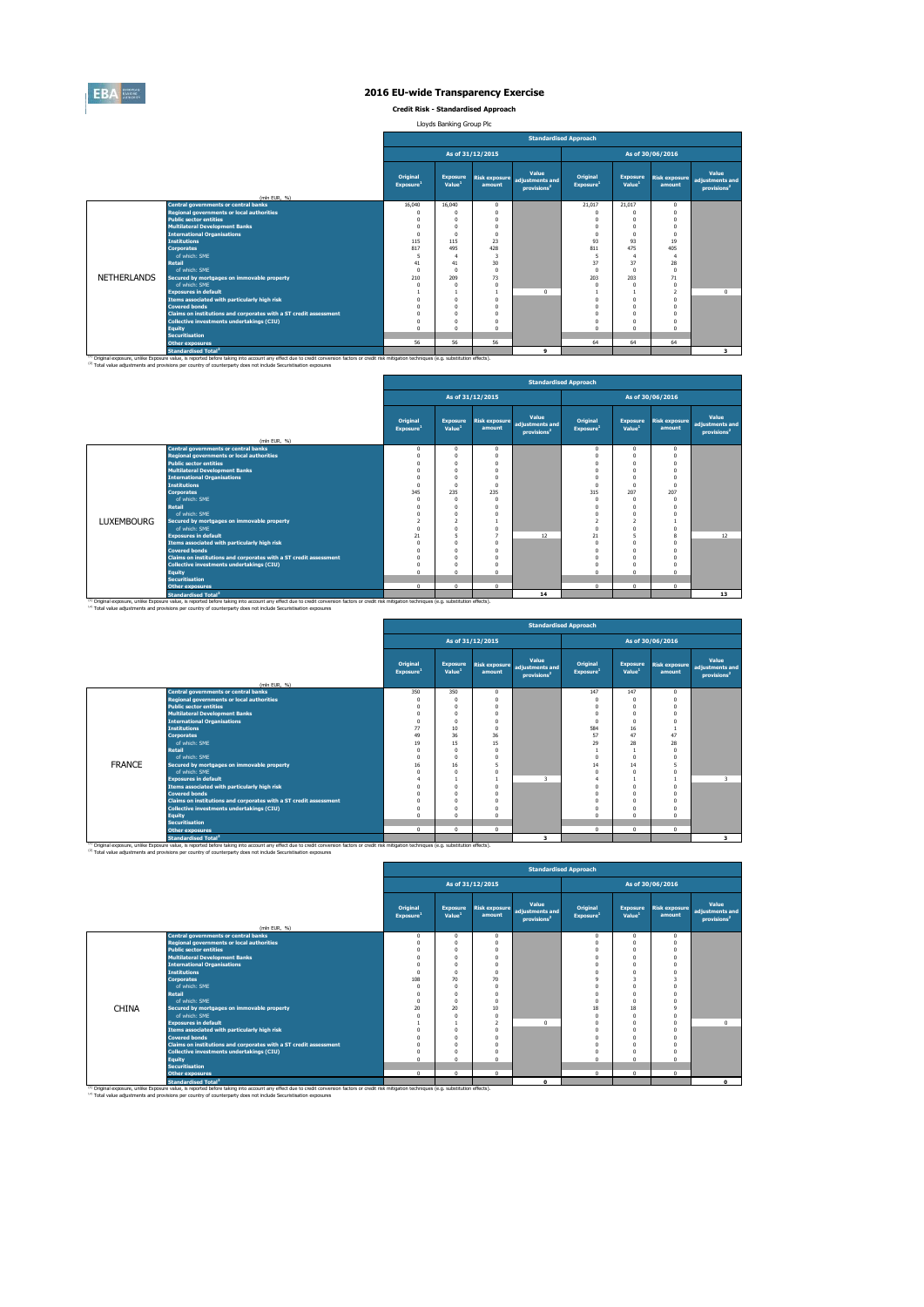# 2016 EU-wide Transparency Exercise

**Credit Risk - Standardised Approach**

Lloyds Banking Group Plc

| | (mln EUR, %) | Standardised Approach | | | | | | | |
|---|---|---|---|---|---|---|---|---|---|
| | | As of 31/12/2015 | | | | As of 30/06/2016 | | | |
| | | Original Exposure[1] | Exposure Value[1] | Risk exposure amount | Value adjustments and provisions[2] | Original Exposure[1] | Exposure Value[1] | Risk exposure amount | Value adjustments and provisions[2] |
| NETHERLANDS | Central governments or central banks | 16,040 | 16,040 | 0 | | 21,017 | 21,017 | 0 | |
| | Regional governments or local authorities | 0 | 0 | 0 | | 0 | 0 | 0 | |
| | Public sector entities | 0 | 0 | 0 | | 0 | 0 | 0 | |
| | Multilateral Development Banks | 0 | 0 | 0 | | 0 | 0 | 0 | |
| | International Organisations | 0 | 0 | 0 | | 0 | 0 | 0 | |
| | Institutions | 115 | 115 | 23 | | 93 | 93 | 19 | |
| | Corporates | 817 | 495 | 428 | | 811 | 475 | 405 | |
| | of which: SME | 5 | 4 | 3 | | 5 | 4 | 4 | |
| | Retail | 41 | 41 | 30 | | 37 | 37 | 28 | |
| | of which: SME | 0 | 0 | 0 | | 0 | 0 | 0 | |
| | Secured by mortgages on immovable property | 210 | 209 | 73 | | 203 | 203 | 71 | |
| | of which: SME | 0 | 0 | 0 | | 0 | 0 | 0 | |
| | Exposures in default | 1 | 1 | 1 | 0 | 1 | 1 | 2 | 0 |
| | Items associated with particularly high risk | 0 | 0 | 0 | | 0 | 0 | 0 | |
| | Covered bonds | 0 | 0 | 0 | | 0 | 0 | 0 | |
| | Claims on institutions and corporates with a ST credit assessment | 0 | 0 | 0 | | 0 | 0 | 0 | |
| | Collective investments undertakings (CIU) | 0 | 0 | 0 | | 0 | 0 | 0 | |
| | Equity | 0 | 0 | 0 | | 0 | 0 | 0 | |
| | Securitisation | | | | | | | | |
| | Other exposures | 56 | 56 | 56 | | 64 | 64 | 64 | |
| | Standardised Total[2] | | | | 9 | | | | 3 |

[1] Original exposure, unlike Exposure value, is reported before taking into account any effect due to credit conversion factors or credit risk mitigation techniques (e.g. substitution effects).
[2] Total value adjustments and provisions per country of counterparty does not include Securitisation exposures

| | (mln EUR, %) | Standardised Approach | | | | | | | |
|---|---|---|---|---|---|---|---|---|---|
| | | As of 31/12/2015 | | | | As of 30/06/2016 | | | |
| | | Original Exposure[1] | Exposure Value[1] | Risk exposure amount | Value adjustments and provisions[2] | Original Exposure[1] | Exposure Value[1] | Risk exposure amount | Value adjustments and provisions[2] |
| LUXEMBOURG | Central governments or central banks | 0 | 0 | 0 | | 0 | 0 | 0 | |
| | Regional governments or local authorities | 0 | 0 | 0 | | 0 | 0 | 0 | |
| | Public sector entities | 0 | 0 | 0 | | 0 | 0 | 0 | |
| | Multilateral Development Banks | 0 | 0 | 0 | | 0 | 0 | 0 | |
| | International Organisations | 0 | 0 | 0 | | 0 | 0 | 0 | |
| | Institutions | 0 | 0 | 0 | | 0 | 0 | 0 | |
| | Corporates | 345 | 235 | 235 | | 315 | 207 | 207 | |
| | of which: SME | 0 | 0 | 0 | | 0 | 0 | 0 | |
| | Retail | 0 | 0 | 0 | | 0 | 0 | 0 | |
| | of which: SME | 0 | 0 | 0 | | 0 | 0 | 0 | |
| | Secured by mortgages on immovable property | 2 | 2 | 1 | | 2 | 2 | 1 | |
| | of which: SME | 0 | 0 | 0 | | 0 | 0 | 0 | |
| | Exposures in default | 21 | 5 | 7 | 12 | 21 | 5 | 8 | 12 |
| | Items associated with particularly high risk | 0 | 0 | 0 | | 0 | 0 | 0 | |
| | Covered bonds | 0 | 0 | 0 | | 0 | 0 | 0 | |
| | Claims on institutions and corporates with a ST credit assessment | 0 | 0 | 0 | | 0 | 0 | 0 | |
| | Collective investments undertakings (CIU) | 0 | 0 | 0 | | 0 | 0 | 0 | |
| | Equity | 0 | 0 | 0 | | 0 | 0 | 0 | |
| | Securitisation | | | | | | | | |
| | Other exposures | 0 | 0 | 0 | | 0 | 0 | 0 | |
| | Standardised Total[2] | | | | 14 | | | | 13 |

[1] Original exposure, unlike Exposure value, is reported before taking into account any effect due to credit conversion factors or credit risk mitigation techniques (e.g. substitution effects).
[2] Total value adjustments and provisions per country of counterparty does not include Securitisation exposures

| | (mln EUR, %) | Standardised Approach | | | | | | | |
|---|---|---|---|---|---|---|---|---|---|
| | | As of 31/12/2015 | | | | As of 30/06/2016 | | | |
| | | Original Exposure[1] | Exposure Value[1] | Risk exposure amount | Value adjustments and provisions[2] | Original Exposure[1] | Exposure Value[1] | Risk exposure amount | Value adjustments and provisions[2] |
| FRANCE | Central governments or central banks | 350 | 350 | 0 | | 147 | 147 | 0 | |
| | Regional governments or local authorities | 0 | 0 | 0 | | 0 | 0 | 0 | |
| | Public sector entities | 0 | 0 | 0 | | 0 | 0 | 0 | |
| | Multilateral Development Banks | 0 | 0 | 0 | | 0 | 0 | 0 | |
| | International Organisations | 0 | 0 | 0 | | 0 | 0 | 0 | |
| | Institutions | 77 | 10 | 0 | | 584 | 16 | 1 | |
| | Corporates | 49 | 36 | 36 | | 57 | 47 | 47 | |
| | of which: SME | 19 | 15 | 15 | | 29 | 28 | 28 | |
| | Retail | 0 | 0 | 0 | | 1 | 1 | 0 | |
| | of which: SME | 0 | 0 | 0 | | 0 | 0 | 0 | |
| | Secured by mortgages on immovable property | 16 | 16 | 5 | | 14 | 14 | 5 | |
| | of which: SME | 0 | 0 | 0 | | 0 | 0 | 0 | |
| | Exposures in default | 4 | 1 | 1 | 3 | 4 | 1 | 1 | 3 |
| | Items associated with particularly high risk | 0 | 0 | 0 | | 0 | 0 | 0 | |
| | Covered bonds | 0 | 0 | 0 | | 0 | 0 | 0 | |
| | Claims on institutions and corporates with a ST credit assessment | 0 | 0 | 0 | | 0 | 0 | 0 | |
| | Collective investments undertakings (CIU) | 0 | 0 | 0 | | 0 | 0 | 0 | |
| | Equity | 0 | 0 | 0 | | 0 | 0 | 0 | |
| | Securitisation | | | | | | | | |
| | Other exposures | 0 | 0 | 0 | | 0 | 0 | 0 | |
| | Standardised Total[2] | | | | 3 | | | | 3 |

[1] Original exposure, unlike Exposure value, is reported before taking into account any effect due to credit conversion factors or credit risk mitigation techniques (e.g. substitution effects).
[2] Total value adjustments and provisions per country of counterparty does not include Securitisation exposures

| | (mln EUR, %) | Standardised Approach | | | | | | | |
|---|---|---|---|---|---|---|---|---|---|
| | | As of 31/12/2015 | | | | As of 30/06/2016 | | | |
| | | Original Exposure[1] | Exposure Value[1] | Risk exposure amount | Value adjustments and provisions[2] | Original Exposure[1] | Exposure Value[1] | Risk exposure amount | Value adjustments and provisions[2] |
| CHINA | Central governments or central banks | 0 | 0 | 0 | | 0 | 0 | 0 | |
| | Regional governments or local authorities | 0 | 0 | 0 | | 0 | 0 | 0 | |
| | Public sector entities | 0 | 0 | 0 | | 0 | 0 | 0 | |
| | Multilateral Development Banks | 0 | 0 | 0 | | 0 | 0 | 0 | |
| | International Organisations | 0 | 0 | 0 | | 0 | 0 | 0 | |
| | Institutions | 0 | 0 | 0 | | 0 | 0 | 0 | |
| | Corporates | 108 | 70 | 70 | | 9 | 3 | 3 | |
| | of which: SME | 0 | 0 | 0 | | 0 | 0 | 0 | |
| | Retail | 0 | 0 | 0 | | 0 | 0 | 0 | |
| | of which: SME | 0 | 0 | 0 | | 0 | 0 | 0 | |
| | Secured by mortgages on immovable property | 20 | 20 | 10 | | 18 | 18 | 9 | |
| | of which: SME | 0 | 0 | 0 | | 0 | 0 | 0 | |
| | Exposures in default | 1 | 1 | 2 | 0 | 0 | 0 | 0 | 0 |
| | Items associated with particularly high risk | 0 | 0 | 0 | | 0 | 0 | 0 | |
| | Covered bonds | 0 | 0 | 0 | | 0 | 0 | 0 | |
| | Claims on institutions and corporates with a ST credit assessment | 0 | 0 | 0 | | 0 | 0 | 0 | |
| | Collective investments undertakings (CIU) | 0 | 0 | 0 | | 0 | 0 | 0 | |
| | Equity | 0 | 0 | 0 | | 0 | 0 | 0 | |
| | Securitisation | | | | | | | | |
| | Other exposures | 0 | 0 | 0 | | 0 | 0 | 0 | |
| | Standardised Total[2] | | | | 0 | | | | 0 |

[1] Original exposure, unlike Exposure value, is reported before taking into account any effect due to credit conversion factors or credit risk mitigation techniques (e.g. substitution effects).
[2] Total value adjustments and provisions per country of counterparty does not include Securitisation exposures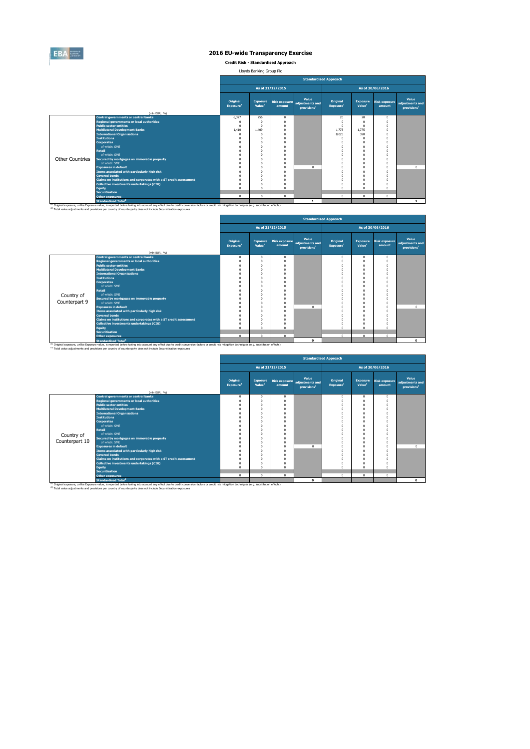# 2016 EU-wide Transparency Exercise

**Credit Risk - Standardised Approach**

Lloyds Banking Group Plc

| | (mln EUR, %) | Standardised Approach | | | | | | | |
|---|---|---|---|---|---|---|---|---|---|
| | | As of 31/12/2015 | | | | As of 30/06/2016 | | | |
| | | Original Exposure[1] | Exposure Value[1] | Risk exposure amount | Value adjustments and provisions[2] | Original Exposure[1] | Exposure Value[1] | Risk exposure amount | Value adjustments and provisions[2] |
| Other Countries | Central governments or central banks | 6,327 | 256 | 0 | | 20 | 20 | 0 | |
| | Regional governments or local authorities | 0 | 0 | 0 | | 0 | 0 | 0 | |
| | Public sector entities | 0 | 0 | 0 | | 0 | 0 | 0 | |
| | Multilateral Development Banks | 1,410 | 1,409 | 0 | | 1,775 | 1,775 | 0 | |
| | International Organisations | 0 | 0 | 0 | | 8,025 | 390 | 0 | |
| | Institutions | 0 | 0 | 0 | | 0 | 0 | 0 | |
| | Corporates | 0 | 0 | 0 | | 0 | 0 | 0 | |
| | of which: SME | 0 | 0 | 0 | | 0 | 0 | 0 | |
| | Retail | 0 | 0 | 0 | | 0 | 0 | 0 | |
| | of which: SME | 0 | 0 | 0 | | 0 | 0 | 0 | |
| | Secured by mortgages on immovable property | 0 | 0 | 0 | | 0 | 0 | 0 | |
| | of which: SME | 0 | 0 | 0 | | 0 | 0 | 0 | |
| | Exposures in default | 0 | 0 | 0 | 0 | 0 | 0 | 0 | 0 |
| | Items associated with particularly high risk | 0 | 0 | 0 | | 0 | 0 | 0 | |
| | Covered bonds | 0 | 0 | 0 | | 0 | 0 | 0 | |
| | Claims on institutions and corporates with a ST credit assessment | 0 | 0 | 0 | | 0 | 0 | 0 | |
| | Collective investments undertakings (CIU) | 0 | 0 | 0 | | 0 | 0 | 0 | |
| | Equity | 0 | 0 | 0 | | 0 | 0 | 0 | |
| | Securitisation | | | | | | | | |
| | Other exposures | 0 | 0 | 0 | | 0 | 0 | 0 | |
| | Standardised Total[2] | | | | 1 | | | | 1 |

[1] Original exposure, unlike Exposure value, is reported before taking into account any effect due to credit conversion factors or credit risk mitigation techniques (e.g. substitution effects).
[2] Total value adjustments and provisions per country of counterparty does not include Securitisation exposures

| | (mln EUR, %) | Standardised Approach | | | | | | | |
|---|---|---|---|---|---|---|---|---|---|
| | | As of 31/12/2015 | | | | As of 30/06/2016 | | | |
| | | Original Exposure[1] | Exposure Value[1] | Risk exposure amount | Value adjustments and provisions[2] | Original Exposure[1] | Exposure Value[1] | Risk exposure amount | Value adjustments and provisions[2] |
| Country of Counterpart 9 | Central governments or central banks | 0 | 0 | 0 | | 0 | 0 | 0 | |
| | Regional governments or local authorities | 0 | 0 | 0 | | 0 | 0 | 0 | |
| | Public sector entities | 0 | 0 | 0 | | 0 | 0 | 0 | |
| | Multilateral Development Banks | 0 | 0 | 0 | | 0 | 0 | 0 | |
| | International Organisations | 0 | 0 | 0 | | 0 | 0 | 0 | |
| | Institutions | 0 | 0 | 0 | | 0 | 0 | 0 | |
| | Corporates | 0 | 0 | 0 | | 0 | 0 | 0 | |
| | of which: SME | 0 | 0 | 0 | | 0 | 0 | 0 | |
| | Retail | 0 | 0 | 0 | | 0 | 0 | 0 | |
| | of which: SME | 0 | 0 | 0 | | 0 | 0 | 0 | |
| | Secured by mortgages on immovable property | 0 | 0 | 0 | | 0 | 0 | 0 | |
| | of which: SME | 0 | 0 | 0 | | 0 | 0 | 0 | |
| | Exposures in default | 0 | 0 | 0 | 0 | 0 | 0 | 0 | 0 |
| | Items associated with particularly high risk | 0 | 0 | 0 | | 0 | 0 | 0 | |
| | Covered bonds | 0 | 0 | 0 | | 0 | 0 | 0 | |
| | Claims on institutions and corporates with a ST credit assessment | 0 | 0 | 0 | | 0 | 0 | 0 | |
| | Collective investments undertakings (CIU) | 0 | 0 | 0 | | 0 | 0 | 0 | |
| | Equity | 0 | 0 | 0 | | 0 | 0 | 0 | |
| | Securitisation | | | | | | | | |
| | Other exposures | 0 | 0 | 0 | | 0 | 0 | 0 | |
| | Standardised Total[2] | | | | 0 | | | | 0 |

[1] Original exposure, unlike Exposure value, is reported before taking into account any effect due to credit conversion factors or credit risk mitigation techniques (e.g. substitution effects).
[2] Total value adjustments and provisions per country of counterparty does not include Securitisation exposures

| | (mln EUR, %) | Standardised Approach | | | | | | | |
|---|---|---|---|---|---|---|---|---|---|
| | | As of 31/12/2015 | | | | As of 30/06/2016 | | | |
| | | Original Exposure[1] | Exposure Value[1] | Risk exposure amount | Value adjustments and provisions[2] | Original Exposure[1] | Exposure Value[1] | Risk exposure amount | Value adjustments and provisions[2] |
| Country of Counterpart 10 | Central governments or central banks | 0 | 0 | 0 | | 0 | 0 | 0 | |
| | Regional governments or local authorities | 0 | 0 | 0 | | 0 | 0 | 0 | |
| | Public sector entities | 0 | 0 | 0 | | 0 | 0 | 0 | |
| | Multilateral Development Banks | 0 | 0 | 0 | | 0 | 0 | 0 | |
| | International Organisations | 0 | 0 | 0 | | 0 | 0 | 0 | |
| | Institutions | 0 | 0 | 0 | | 0 | 0 | 0 | |
| | Corporates | 0 | 0 | 0 | | 0 | 0 | 0 | |
| | of which: SME | 0 | 0 | 0 | | 0 | 0 | 0 | |
| | Retail | 0 | 0 | 0 | | 0 | 0 | 0 | |
| | of which: SME | 0 | 0 | 0 | | 0 | 0 | 0 | |
| | Secured by mortgages on immovable property | 0 | 0 | 0 | | 0 | 0 | 0 | |
| | of which: SME | 0 | 0 | 0 | | 0 | 0 | 0 | |
| | Exposures in default | 0 | 0 | 0 | 0 | 0 | 0 | 0 | 0 |
| | Items associated with particularly high risk | 0 | 0 | 0 | | 0 | 0 | 0 | |
| | Covered bonds | 0 | 0 | 0 | | 0 | 0 | 0 | |
| | Claims on institutions and corporates with a ST credit assessment | 0 | 0 | 0 | | 0 | 0 | 0 | |
| | Collective investments undertakings (CIU) | 0 | 0 | 0 | | 0 | 0 | 0 | |
| | Equity | 0 | 0 | 0 | | 0 | 0 | 0 | |
| | Securitisation | | | | | | | | |
| | Other exposures | 0 | 0 | 0 | | 0 | 0 | 0 | |
| | Standardised Total[2] | | | | 0 | | | | 0 |

[1] Original exposure, unlike Exposure value, is reported before taking into account any effect due to credit conversion factors or credit risk mitigation techniques (e.g. substitution effects).
[2] Total value adjustments and provisions per country of counterparty does not include Securitisation exposures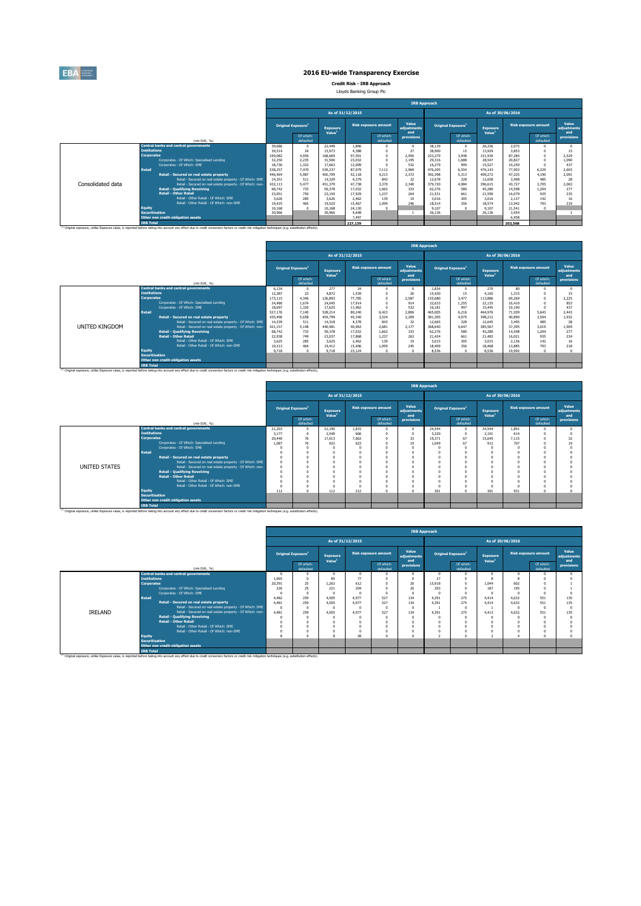# 2016 EU-wide Transparency Exercise

**Credit Risk - IRB Approach**

Lloyds Banking Group Plc

## Consolidated data

| (mln EUR, %) | As of 31/12/2015 Original Exposure[1] | Of which: defaulted | Exposure Value[1] | Risk exposure amount | Of which: defaulted | Value adjustments and provisions | As of 30/06/2016 Original Exposure[1] | Of which: defaulted | Exposure Value[1] | Risk exposure amount | Of which: defaulted | Value adjustments and provisions |
|---|---|---|---|---|---|---|---|---|---|---|---|---|
| Central banks and central governments | 39,686 | 0 | 22,449 | 1,896 | 0 | 0 | 38,139 | 0 | 26,336 | 2,075 | 0 | 0 |
| Institutions | 39,514 | 24 | 15,973 | 4,388 | 0 | 27 | 38,900 | 15 | 13,929 | 3,853 | 0 | 15 |
| Corporates | 249,082 | 4,956 | 168,669 | 97,501 | 0 | 2,950 | 223,279 | 3,948 | 151,930 | 87,284 | 0 | 2,529 |
| Corporates - Of Which: Specialised Lending | 32,250 | 2,235 | 31,506 | 23,032 | 0 | 1,195 | 29,316 | 1,688 | 28,547 | 20,827 | 0 | 1,090 |
| Corporates - Of Which: SME | 18,736 | 1,322 | 17,663 | 12,009 | 0 | 532 | 16,279 | 999 | 15,527 | 10,250 | 0 | 437 |
| Retail | 538,257 | 7,470 | 539,237 | 87,079 | 7,112 | 2,969 | 476,205 | 6,554 | 476,143 | 77,903 | 6,329 | 2,603 |
| Retail - Secured on real estate property | 446,464 | 5,987 | 465,709 | 52,118 | 4,213 | 2,372 | 392,398 | 5,313 | 409,272 | 47,225 | 4,190 | 2,091 |
| Retail - Secured on real estate property - Of Which: SME | 14,351 | 511 | 14,329 | 4,379 | 843 | 32 | 12,678 | 328 | 12,658 | 3,498 | 485 | 28 |
| Retail - Secured on real estate property - Of Which: non-SME | 432,113 | 5,477 | 451,379 | 47,738 | 3,370 | 2,340 | 379,720 | 4,984 | 396,615 | 43,727 | 3,705 | 2,063 |
| Retail - Qualifying Revolving | 68,742 | 733 | 50,378 | 17,032 | 1,662 | 333 | 62,276 | 580 | 45,280 | 14,598 | 1,204 | 277 |
| Retail - Other Retail | 23,051 | 750 | 23,150 | 17,929 | 1,237 | 264 | 21,531 | 661 | 21,590 | 16,079 | 935 | 235 |
| Retail - Other Retail - Of Which: SME | 3,626 | 285 | 3,626 | 2,462 | 139 | 19 | 3,016 | 305 | 3,016 | 2,137 | 142 | 16 |
| Retail - Other Retail - Of Which: non-SME | 19,425 | 465 | 19,525 | 15,467 | 1,099 | 246 | 18,514 | 356 | 18,574 | 13,942 | 793 | 219 |
| Equity | 10,168 | 0 | 10,168 | 24,130 | 0 | | 9,107 | 0 | 9,107 | 21,541 | 0 | |
| Securitisation | 30,966 | | 30,966 | 4,648 | | 1 | 26,136 | | 26,136 | 3,954 | | 1 |
| Other non credit-obligation assets | | | | 7,497 | | | | | | 6,958 | | |
| IRB Total | | | | 227,139 | | | | | | 203,568 | | |

[1] Original exposure, unlike Exposure value, is reported before taking into account any effect due to credit conversion factors or credit risk mitigation techniques (e.g. substitution effects).

## UNITED KINGDOM

| (mln EUR, %) | As of 31/12/2015 Original Exposure[1] | Of which: defaulted | Exposure Value[1] | Risk exposure amount | Of which: defaulted | Value adjustments and provisions | As of 30/06/2016 Original Exposure[1] | Of which: defaulted | Exposure Value[1] | Risk exposure amount | Of which: defaulted | Value adjustments and provisions |
|---|---|---|---|---|---|---|---|---|---|---|---|---|
| Central banks and central governments | 6,134 | 0 | 277 | 24 | 0 | 0 | 1,834 | 0 | 270 | 80 | 0 | 0 |
| Institutions | 12,387 | 23 | 4,872 | 1,539 | 0 | 26 | 15,430 | 15 | 4,165 | 1,315 | 0 | 15 |
| Corporates | 173,115 | 4,346 | 126,893 | 77,785 | 0 | 2,587 | 155,680 | 3,477 | 113,886 | 69,269 | 0 | 2,225 |
| Corporates - Of Which: Specialised Lending | 24,480 | 1,674 | 24,045 | 17,914 | 0 | 914 | 22,633 | 1,255 | 22,135 | 16,410 | 0 | 853 |
| Corporates - Of Which: SME | 18,697 | 1,320 | 17,625 | 11,962 | 0 | 532 | 16,181 | 997 | 15,445 | 10,190 | 0 | 437 |
| Retail | 527,176 | 7,140 | 528,214 | 80,240 | 6,423 | 2,806 | 465,005 | 6,216 | 464,976 | 71,509 | 5,643 | 2,443 |
| Retail - Secured on real estate property | 435,496 | 5,658 | 454,799 | 45,340 | 3,524 | 2,209 | 381,305 | 4,975 | 398,212 | 40,890 | 3,504 | 1,932 |
| Retail - Secured on real estate property - Of Which: SME | 14,339 | 511 | 14,318 | 4,378 | 843 | 32 | 12,665 | 328 | 12,645 | 3,495 | 485 | 28 |
| Retail - Secured on real estate property - Of Which: non-SME | 421,157 | 5,148 | 440,481 | 40,963 | 2,681 | 2,177 | 368,640 | 4,647 | 385,567 | 37,395 | 3,019 | 1,904 |
| Retail - Qualifying Revolving | 68,742 | 733 | 50,378 | 17,032 | 1,662 | 333 | 62,276 | 580 | 45,280 | 14,598 | 1,204 | 277 |
| Retail - Other Retail | 22,938 | 749 | 23,037 | 17,868 | 1,237 | 263 | 21,424 | 661 | 21,483 | 16,021 | 935 | 234 |
| Retail - Other Retail - Of Which: SME | 3,625 | 285 | 3,625 | 2,462 | 139 | 19 | 3,015 | 305 | 3,015 | 2,136 | 142 | 16 |
| Retail - Other Retail - Of Which: non-SME | 19,313 | 464 | 19,412 | 15,406 | 1,099 | 245 | 18,409 | 356 | 18,468 | 13,885 | 793 | 218 |
| Equity | 9,718 | 0 | 9,718 | 23,124 | 0 | 0 | 8,536 | 0 | 8,536 | 19,992 | 0 | 0 |
| Securitisation | | | | | | | | | | | | |
| Other non credit-obligation assets | | | | | | | | | | | | |
| IRB Total | | | | | | | | | | | | |

[1] Original exposure, unlike Exposure value, is reported before taking into account any effect due to credit conversion factors or credit risk mitigation techniques (e.g. substitution effects).

## UNITED STATES

| (mln EUR, %) | As of 31/12/2015 Original Exposure[1] | Of which: defaulted | Exposure Value[1] | Risk exposure amount | Of which: defaulted | Value adjustments and provisions | As of 30/06/2016 Original Exposure[1] | Of which: defaulted | Exposure Value[1] | Risk exposure amount | Of which: defaulted | Value adjustments and provisions |
|---|---|---|---|---|---|---|---|---|---|---|---|---|
| Central banks and central governments | 21,203 | 0 | 21,190 | 1,815 | 0 | 0 | 24,544 | 0 | 24,544 | 1,891 | 0 | 0 |
| Institutions | 3,177 | 0 | 2,540 | 666 | 0 | 0 | 3,220 | 0 | 2,101 | 614 | 0 | 0 |
| Corporates | 20,440 | 76 | 17,013 | 7,663 | 0 | 33 | 19,371 | 67 | 15,645 | 7,115 | 0 | 32 |
| Corporates - Of Which: Specialised Lending | 1,087 | 76 | 922 | 623 | 0 | 19 | 1,049 | 67 | 912 | 707 | 0 | 19 |
| Corporates - Of Which: SME | 0 | 0 | 0 | 0 | 0 | 0 | 0 | 0 | 0 | 0 | 0 | 0 |
| Retail | 0 | 0 | 0 | 0 | 0 | 0 | 0 | 0 | 0 | 0 | 0 | 0 |
| Retail - Secured on real estate property | 0 | 0 | 0 | 0 | 0 | 0 | 0 | 0 | 0 | 0 | 0 | 0 |
| Retail - Secured on real estate property - Of Which: SME | 0 | 0 | 0 | 0 | 0 | 0 | 0 | 0 | 0 | 0 | 0 | 0 |
| Retail - Secured on real estate property - Of Which: non-SME | 0 | 0 | 0 | 0 | 0 | 0 | 0 | 0 | 0 | 0 | 0 | 0 |
| Retail - Qualifying Revolving | 0 | 0 | 0 | 0 | 0 | 0 | 0 | 0 | 0 | 0 | 0 | 0 |
| Retail - Other Retail | 0 | 0 | 0 | 0 | 0 | 0 | 0 | 0 | 0 | 0 | 0 | 0 |
| Retail - Other Retail - Of Which: SME | 0 | 0 | 0 | 0 | 0 | 0 | 0 | 0 | 0 | 0 | 0 | 0 |
| Retail - Other Retail - Of Which: non-SME | 0 | 0 | 0 | 0 | 0 | 0 | 0 | 0 | 0 | 0 | 0 | 0 |
| Equity | 112 | 0 | 112 | 212 | 0 | 0 | 301 | 0 | 301 | 931 | 0 | 0 |
| Securitisation | | | | | | | | | | | | |
| Other non credit-obligation assets | | | | | | | | | | | | |
| IRB Total | | | | | | | | | | | | |

[1] Original exposure, unlike Exposure value, is reported before taking into account any effect due to credit conversion factors or credit risk mitigation techniques (e.g. substitution effects).

## IRELAND

| (mln EUR, %) | As of 31/12/2015 Original Exposure[1] | Of which: defaulted | Exposure Value[1] | Risk exposure amount | Of which: defaulted | Value adjustments and provisions | As of 30/06/2016 Original Exposure[1] | Of which: defaulted | Exposure Value[1] | Risk exposure amount | Of which: defaulted | Value adjustments and provisions |
|---|---|---|---|---|---|---|---|---|---|---|---|---|
| Central banks and central governments | 0 | 0 | 0 | 0 | 0 | 0 | 0 | 0 | 0 | 0 | 0 | 0 |
| Institutions | 1,065 | 0 | 85 | 77 | 0 | 0 | 27 | 0 | 8 | 8 | 0 | 0 |
| Corporates | 20,391 | 25 | 1,263 | 612 | 0 | 20 | 15,918 | 0 | 1,044 | 602 | 0 | 1 |
| Corporates - Of Which: Specialised Lending | 226 | 25 | 221 | 204 | 0 | 20 | 203 | 0 | 187 | 195 | 0 | 1 |
| Corporates - Of Which: SME | 0 | 0 | 0 | 0 | 0 | 0 | 0 | 0 | 0 | 0 | 0 | 0 |
| Retail | 4,482 | 259 | 4,505 | 4,977 | 527 | 134 | 4,391 | 275 | 4,414 | 4,632 | 551 | 135 |
| Retail - Secured on real estate property | 4,481 | 259 | 4,505 | 4,977 | 527 | 134 | 4,391 | 275 | 4,414 | 4,632 | 551 | 135 |
| Retail - Secured on real estate property - Of Which: SME | 0 | 0 | 0 | 0 | 0 | 0 | 1 | 0 | 1 | 0 | 0 | 0 |
| Retail - Secured on real estate property - Of Which: non-SME | 4,481 | 259 | 4,505 | 4,977 | 527 | 134 | 4,391 | 275 | 4,413 | 4,632 | 551 | 135 |
| Retail - Qualifying Revolving | 0 | 0 | 0 | 0 | 0 | 0 | 0 | 0 | 0 | 0 | 0 | 0 |
| Retail - Other Retail | 0 | 0 | 0 | 0 | 0 | 0 | 0 | 0 | 0 | 0 | 0 | 0 |
| Retail - Other Retail - Of Which: SME | 0 | 0 | 0 | 0 | 0 | 0 | 0 | 0 | 0 | 0 | 0 | 0 |
| Retail - Other Retail - Of Which: non-SME | 0 | 0 | 0 | 0 | 0 | 0 | 0 | 0 | 0 | 0 | 0 | 0 |
| Equity | 8 | 0 | 8 | 28 | 0 | 0 | 2 | 0 | 2 | 4 | 0 | 0 |
| Securitisation | | | | | | | | | | | | |
| Other non credit-obligation assets | | | | | | | | | | | | |
| IRB Total | | | | | | | | | | | | |

[1] Original exposure, unlike Exposure value, is reported before taking into account any effect due to credit conversion factors or credit risk mitigation techniques (e.g. substitution effects).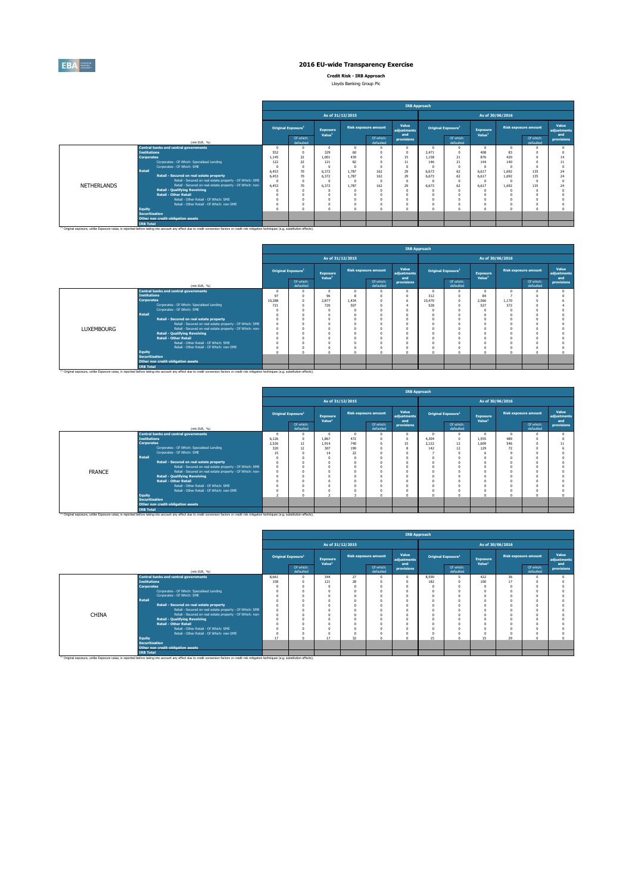# 2016 EU-wide Transparency Exercise

**Credit Risk - IRB Approach**

Lloyds Banking Group Plc

| | (mln EUR, %) | As of 31/12/2015 | | | | | | As of 30/06/2016 | | | | | |
|---|---|---|---|---|---|---|---|---|---|---|---|---|---|
| | | Original Exposure[1] | Of which: defaulted | Exposure Value[1] | Risk exposure amount | Of which: defaulted | Value adjustments and provisions | Original Exposure[1] | Of which: defaulted | Exposure Value[1] | Risk exposure amount | Of which: defaulted | Value adjustments and provisions |
| NETHERLANDS | Central banks and central governments | 0 | 0 | 0 | 0 | 0 | 0 | 0 | 0 | 0 | 0 | 0 | 0 |
| | Institutions | 552 | 0 | 329 | 60 | 0 | 0 | 2,471 | 0 | 408 | 83 | 0 | 0 |
| | Corporates | 1,145 | 22 | 1,001 | 439 | 0 | 15 | 1,158 | 21 | 876 | 420 | 0 | 14 |
| | Corporates - Of Which: Specialised Lending | 122 | 22 | 121 | 82 | 0 | 11 | 146 | 21 | 144 | 140 | 0 | 11 |
| | Corporates - Of Which: SME | 0 | 0 | 0 | 0 | 0 | 0 | 0 | 0 | 0 | 0 | 0 | 0 |
| | Retail | 6,453 | 70 | 6,372 | 1,787 | 162 | 29 | 6,673 | 62 | 6,617 | 1,692 | 135 | 24 |
| | Retail - Secured on real estate property | 6,453 | 70 | 6,372 | 1,787 | 162 | 29 | 6,673 | 62 | 6,617 | 1,692 | 135 | 24 |
| | Retail - Secured on real estate property - Of Which: SME | 0 | 0 | 0 | 0 | 0 | 0 | 0 | 0 | 0 | 0 | 0 | 0 |
| | Retail - Secured on real estate property - Of Which: non-SME | 6,453 | 70 | 6,372 | 1,787 | 162 | 29 | 6,673 | 62 | 6,617 | 1,692 | 135 | 24 |
| | Retail - Qualifying Revolving | 0 | 0 | 0 | 0 | 0 | 0 | 0 | 0 | 0 | 0 | 0 | 0 |
| | Retail - Other Retail | 0 | 0 | 0 | 0 | 0 | 0 | 0 | 0 | 0 | 0 | 0 | 0 |
| | Retail - Other Retail - Of Which: SME | 0 | 0 | 0 | 0 | 0 | 0 | 0 | 0 | 0 | 0 | 0 | 0 |
| | Retail - Other Retail - Of Which: non-SME | 0 | 0 | 0 | 0 | 0 | 0 | 0 | 0 | 0 | 0 | 0 | 0 |
| | Equity | 0 | 0 | 0 | 0 | 0 | 0 | 0 | 0 | 0 | 0 | 0 | 0 |
| | Securitisation | | | | | | | | | | | | |
| | Other non credit-obligation assets | | | | | | | | | | | | |
| | IRB Total | | | | | | | | | | | | |

(1) Original exposure, unlike Exposure value, is reported before taking into account any effect due to credit conversion factors or credit risk mitigation techniques (e.g. substitution effects).

| | (mln EUR, %) | As of 31/12/2015 | | | | | | As of 30/06/2016 | | | | | |
|---|---|---|---|---|---|---|---|---|---|---|---|---|---|
| | | Original Exposure[1] | Of which: defaulted | Exposure Value[1] | Risk exposure amount | Of which: defaulted | Value adjustments and provisions | Original Exposure[1] | Of which: defaulted | Exposure Value[1] | Risk exposure amount | Of which: defaulted | Value adjustments and provisions |
| LUXEMBOURG | Central banks and central governments | 0 | 0 | 0 | 0 | 0 | 0 | 0 | 0 | 0 | 0 | 0 | 0 |
| | Institutions | 97 | 0 | 96 | 8 | 0 | 0 | 312 | 0 | 84 | 7 | 0 | 0 |
| | Corporates | 10,288 | 0 | 2,877 | 1,434 | 0 | 6 | 10,470 | 0 | 2,566 | 1,170 | 0 | 6 |
| | Corporates - Of Which: Specialised Lending | 721 | 0 | 720 | 507 | 0 | 4 | 528 | 0 | 527 | 372 | 0 | 4 |
| | Corporates - Of Which: SME | 0 | 0 | 0 | 0 | 0 | 0 | 0 | 0 | 0 | 0 | 0 | 0 |
| | Retail | 0 | 0 | 0 | 0 | 0 | 0 | 0 | 0 | 0 | 0 | 0 | 0 |
| | Retail - Secured on real estate property | 0 | 0 | 0 | 0 | 0 | 0 | 0 | 0 | 0 | 0 | 0 | 0 |
| | Retail - Secured on real estate property - Of Which: SME | 0 | 0 | 0 | 0 | 0 | 0 | 0 | 0 | 0 | 0 | 0 | 0 |
| | Retail - Secured on real estate property - Of Which: non-SME | 0 | 0 | 0 | 0 | 0 | 0 | 0 | 0 | 0 | 0 | 0 | 0 |
| | Retail - Qualifying Revolving | 0 | 0 | 0 | 0 | 0 | 0 | 0 | 0 | 0 | 0 | 0 | 0 |
| | Retail - Other Retail | 0 | 0 | 0 | 0 | 0 | 0 | 0 | 0 | 0 | 0 | 0 | 0 |
| | Retail - Other Retail - Of Which: SME | 0 | 0 | 0 | 0 | 0 | 0 | 0 | 0 | 0 | 0 | 0 | 0 |
| | Retail - Other Retail - Of Which: non-SME | 0 | 0 | 0 | 0 | 0 | 0 | 0 | 0 | 0 | 0 | 0 | 0 |
| | Equity | 0 | 0 | 0 | 0 | 0 | 0 | 0 | 0 | 0 | 0 | 0 | 0 |
| | Securitisation | | | | | | | | | | | | |
| | Other non credit-obligation assets | | | | | | | | | | | | |
| | IRB Total | | | | | | | | | | | | |

(1) Original exposure, unlike Exposure value, is reported before taking into account any effect due to credit conversion factors or credit risk mitigation techniques (e.g. substitution effects).

| | (mln EUR, %) | As of 31/12/2015 | | | | | | As of 30/06/2016 | | | | | |
|---|---|---|---|---|---|---|---|---|---|---|---|---|---|
| | | Original Exposure[1] | Of which: defaulted | Exposure Value[1] | Risk exposure amount | Of which: defaulted | Value adjustments and provisions | Original Exposure[1] | Of which: defaulted | Exposure Value[1] | Risk exposure amount | Of which: defaulted | Value adjustments and provisions |
| FRANCE | Central banks and central governments | 0 | 0 | 0 | 0 | 0 | 0 | 0 | 0 | 0 | 0 | 0 | 0 |
| | Institutions | 6,126 | 0 | 1,867 | 472 | 0 | 0 | 4,304 | 0 | 1,555 | 489 | 0 | 0 |
| | Corporates | 2,526 | 12 | 1,914 | 740 | 0 | 15 | 2,122 | 12 | 1,609 | 546 | 0 | 11 |
| | Corporates - Of Which: Specialised Lending | 320 | 12 | 307 | 190 | 0 | 8 | 142 | 12 | 129 | 72 | 0 | 6 |
| | Corporates - Of Which: SME | 15 | 0 | 14 | 22 | 0 | 0 | 7 | 0 | 6 | 9 | 0 | 0 |
| | Retail | 0 | 0 | 0 | 0 | 0 | 0 | 0 | 0 | 0 | 0 | 0 | 0 |
| | Retail - Secured on real estate property | 0 | 0 | 0 | 0 | 0 | 0 | 0 | 0 | 0 | 0 | 0 | 0 |
| | Retail - Secured on real estate property - Of Which: SME | 0 | 0 | 0 | 0 | 0 | 0 | 0 | 0 | 0 | 0 | 0 | 0 |
| | Retail - Secured on real estate property - Of Which: non-SME | 0 | 0 | 0 | 0 | 0 | 0 | 0 | 0 | 0 | 0 | 0 | 0 |
| | Retail - Qualifying Revolving | 0 | 0 | 0 | 0 | 0 | 0 | 0 | 0 | 0 | 0 | 0 | 0 |
| | Retail - Other Retail | 0 | 0 | 0 | 0 | 0 | 0 | 0 | 0 | 0 | 0 | 0 | 0 |
| | Retail - Other Retail - Of Which: SME | 0 | 0 | 0 | 0 | 0 | 0 | 0 | 0 | 0 | 0 | 0 | 0 |
| | Retail - Other Retail - Of Which: non-SME | 0 | 0 | 0 | 0 | 0 | 0 | 0 | 0 | 0 | 0 | 0 | 0 |
| | Equity | 2 | 0 | 2 | 3 | 0 | 0 | 0 | 0 | 0 | 0 | 0 | 0 |
| | Securitisation | | | | | | | | | | | | |
| | Other non credit-obligation assets | | | | | | | | | | | | |
| | IRB Total | | | | | | | | | | | | |

(1) Original exposure, unlike Exposure value, is reported before taking into account any effect due to credit conversion factors or credit risk mitigation techniques (e.g. substitution effects).

| | (mln EUR, %) | As of 31/12/2015 | | | | | | As of 30/06/2016 | | | | | |
|---|---|---|---|---|---|---|---|---|---|---|---|---|---|
| | | Original Exposure[1] | Of which: defaulted | Exposure Value[1] | Risk exposure amount | Of which: defaulted | Value adjustments and provisions | Original Exposure[1] | Of which: defaulted | Exposure Value[1] | Risk exposure amount | Of which: defaulted | Value adjustments and provisions |
| CHINA | Central banks and central governments | 8,661 | 0 | 344 | 27 | 0 | 0 | 8,590 | 0 | 422 | 36 | 0 | 0 |
| | Institutions | 158 | 0 | 121 | 28 | 0 | 0 | 182 | 0 | 100 | 17 | 0 | 0 |
| | Corporates | 0 | 0 | 0 | 0 | 0 | 0 | 0 | 0 | 0 | 0 | 0 | 0 |
| | Corporates - Of Which: Specialised Lending | 0 | 0 | 0 | 0 | 0 | 0 | 0 | 0 | 0 | 0 | 0 | 0 |
| | Corporates - Of Which: SME | 0 | 0 | 0 | 0 | 0 | 0 | 0 | 0 | 0 | 0 | 0 | 0 |
| | Retail | 0 | 0 | 0 | 0 | 0 | 0 | 0 | 0 | 0 | 0 | 0 | 0 |
| | Retail - Secured on real estate property | 0 | 0 | 0 | 0 | 0 | 0 | 0 | 0 | 0 | 0 | 0 | 0 |
| | Retail - Secured on real estate property - Of Which: SME | 0 | 0 | 0 | 0 | 0 | 0 | 0 | 0 | 0 | 0 | 0 | 0 |
| | Retail - Secured on real estate property - Of Which: non-SME | 0 | 0 | 0 | 0 | 0 | 0 | 0 | 0 | 0 | 0 | 0 | 0 |
| | Retail - Qualifying Revolving | 0 | 0 | 0 | 0 | 0 | 0 | 0 | 0 | 0 | 0 | 0 | 0 |
| | Retail - Other Retail | 0 | 0 | 0 | 0 | 0 | 0 | 0 | 0 | 0 | 0 | 0 | 0 |
| | Retail - Other Retail - Of Which: SME | 0 | 0 | 0 | 0 | 0 | 0 | 0 | 0 | 0 | 0 | 0 | 0 |
| | Retail - Other Retail - Of Which: non-SME | 0 | 0 | 0 | 0 | 0 | 0 | 0 | 0 | 0 | 0 | 0 | 0 |
| | Equity | 17 | 0 | 17 | 32 | 0 | 0 | 15 | 0 | 15 | 29 | 0 | 0 |
| | Securitisation | | | | | | | | | | | | |
| | Other non credit-obligation assets | | | | | | | | | | | | |
| | IRB Total | | | | | | | | | | | | |

(1) Original exposure, unlike Exposure value, is reported before taking into account any effect due to credit conversion factors or credit risk mitigation techniques (e.g. substitution effects).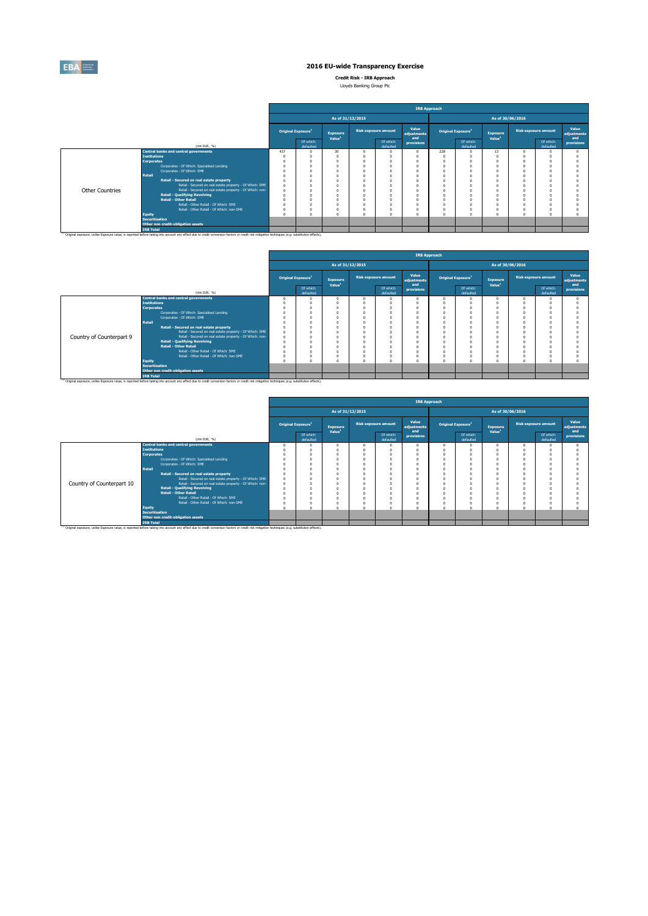# 2016 EU-wide Transparency Exercise

**Credit Risk - IRB Approach**

Lloyds Banking Group Plc

| | (mln EUR, %) | IRB Approach | | | | | | | | | | | |
|---|---|---|---|---|---|---|---|---|---|---|---|---|---|
| | | As of 31/12/2015 | | | | | | As of 30/06/2016 | | | | | |
| | | Original Exposure[1] | Of which: defaulted | Exposure Value[1] | Risk exposure amount | Of which: defaulted | Value adjustments and provisions | Original Exposure[1] | Of which: defaulted | Exposure Value[1] | Risk exposure amount | Of which: defaulted | Value adjustments and provisions |
| Other Countries | **Central banks and central governments** | 437 | 0 | 30 | 0 | 0 | 0 | 228 | 0 | 13 | 0 | 0 | 0 |
| | **Institutions** | 0 | 0 | 0 | 0 | 0 | 0 | 0 | 0 | 0 | 0 | 0 | 0 |
| | **Corporates** | 0 | 0 | 0 | 0 | 0 | 0 | 0 | 0 | 0 | 0 | 0 | 0 |
| | Corporates - Of Which: Specialised Lending | 0 | 0 | 0 | 0 | 0 | 0 | 0 | 0 | 0 | 0 | 0 | 0 |
| | Corporates - Of Which: SME | 0 | 0 | 0 | 0 | 0 | 0 | 0 | 0 | 0 | 0 | 0 | 0 |
| | **Retail** | 0 | 0 | 0 | 0 | 0 | 0 | 0 | 0 | 0 | 0 | 0 | 0 |
| | **Retail - Secured on real estate property** | 0 | 0 | 0 | 0 | 0 | 0 | 0 | 0 | 0 | 0 | 0 | 0 |
| | Retail - Secured on real estate property - Of Which: SME | 0 | 0 | 0 | 0 | 0 | 0 | 0 | 0 | 0 | 0 | 0 | 0 |
| | Retail - Secured on real estate property - Of Which: non-SME | 0 | 0 | 0 | 0 | 0 | 0 | 0 | 0 | 0 | 0 | 0 | 0 |
| | **Retail - Qualifying Revolving** | 0 | 0 | 0 | 0 | 0 | 0 | 0 | 0 | 0 | 0 | 0 | 0 |
| | **Retail - Other Retail** | 0 | 0 | 0 | 0 | 0 | 0 | 0 | 0 | 0 | 0 | 0 | 0 |
| | Retail - Other Retail - Of Which: SME | 0 | 0 | 0 | 0 | 0 | 0 | 0 | 0 | 0 | 0 | 0 | 0 |
| | Retail - Other Retail - Of Which: non-SME | 0 | 0 | 0 | 0 | 0 | 0 | 0 | 0 | 0 | 0 | 0 | 0 |
| | **Equity** | 0 | 0 | 0 | 0 | 0 | 0 | 0 | 0 | 0 | 0 | 0 | 0 |
| | **Securitisation** | | | | | | | | | | | | |
| | **Other non credit-obligation assets** | | | | | | | | | | | | |
| | **IRB Total** | | | | | | | | | | | | |

[1] Original exposure, unlike Exposure value, is reported before taking into account any effect due to credit conversion factors or credit risk mitigation techniques (e.g. substitution effects).

| | (mln EUR, %) | IRB Approach | | | | | | | | | | | |
|---|---|---|---|---|---|---|---|---|---|---|---|---|---|
| | | As of 31/12/2015 | | | | | | As of 30/06/2016 | | | | | |
| | | Original Exposure[1] | Of which: defaulted | Exposure Value[1] | Risk exposure amount | Of which: defaulted | Value adjustments and provisions | Original Exposure[1] | Of which: defaulted | Exposure Value[1] | Risk exposure amount | Of which: defaulted | Value adjustments and provisions |
| Country of Counterpart 9 | **Central banks and central governments** | 0 | 0 | 0 | 0 | 0 | 0 | 0 | 0 | 0 | 0 | 0 | 0 |
| | **Institutions** | 0 | 0 | 0 | 0 | 0 | 0 | 0 | 0 | 0 | 0 | 0 | 0 |
| | **Corporates** | 0 | 0 | 0 | 0 | 0 | 0 | 0 | 0 | 0 | 0 | 0 | 0 |
| | Corporates - Of Which: Specialised Lending | 0 | 0 | 0 | 0 | 0 | 0 | 0 | 0 | 0 | 0 | 0 | 0 |
| | Corporates - Of Which: SME | 0 | 0 | 0 | 0 | 0 | 0 | 0 | 0 | 0 | 0 | 0 | 0 |
| | **Retail** | 0 | 0 | 0 | 0 | 0 | 0 | 0 | 0 | 0 | 0 | 0 | 0 |
| | **Retail - Secured on real estate property** | 0 | 0 | 0 | 0 | 0 | 0 | 0 | 0 | 0 | 0 | 0 | 0 |
| | Retail - Secured on real estate property - Of Which: SME | 0 | 0 | 0 | 0 | 0 | 0 | 0 | 0 | 0 | 0 | 0 | 0 |
| | Retail - Secured on real estate property - Of Which: non-SME | 0 | 0 | 0 | 0 | 0 | 0 | 0 | 0 | 0 | 0 | 0 | 0 |
| | **Retail - Qualifying Revolving** | 0 | 0 | 0 | 0 | 0 | 0 | 0 | 0 | 0 | 0 | 0 | 0 |
| | **Retail - Other Retail** | 0 | 0 | 0 | 0 | 0 | 0 | 0 | 0 | 0 | 0 | 0 | 0 |
| | Retail - Other Retail - Of Which: SME | 0 | 0 | 0 | 0 | 0 | 0 | 0 | 0 | 0 | 0 | 0 | 0 |
| | Retail - Other Retail - Of Which: non-SME | 0 | 0 | 0 | 0 | 0 | 0 | 0 | 0 | 0 | 0 | 0 | 0 |
| | **Equity** | 0 | 0 | 0 | 0 | 0 | 0 | 0 | 0 | 0 | 0 | 0 | 0 |
| | **Securitisation** | | | | | | | | | | | | |
| | **Other non credit-obligation assets** | | | | | | | | | | | | |
| | **IRB Total** | | | | | | | | | | | | |

[1] Original exposure, unlike Exposure value, is reported before taking into account any effect due to credit conversion factors or credit risk mitigation techniques (e.g. substitution effects).

| | (mln EUR, %) | IRB Approach | | | | | | | | | | | |
|---|---|---|---|---|---|---|---|---|---|---|---|---|---|
| | | As of 31/12/2015 | | | | | | As of 30/06/2016 | | | | | |
| | | Original Exposure[1] | Of which: defaulted | Exposure Value[1] | Risk exposure amount | Of which: defaulted | Value adjustments and provisions | Original Exposure[1] | Of which: defaulted | Exposure Value[1] | Risk exposure amount | Of which: defaulted | Value adjustments and provisions |
| Country of Counterpart 10 | **Central banks and central governments** | 0 | 0 | 0 | 0 | 0 | 0 | 0 | 0 | 0 | 0 | 0 | 0 |
| | **Institutions** | 0 | 0 | 0 | 0 | 0 | 0 | 0 | 0 | 0 | 0 | 0 | 0 |
| | **Corporates** | 0 | 0 | 0 | 0 | 0 | 0 | 0 | 0 | 0 | 0 | 0 | 0 |
| | Corporates - Of Which: Specialised Lending | 0 | 0 | 0 | 0 | 0 | 0 | 0 | 0 | 0 | 0 | 0 | 0 |
| | Corporates - Of Which: SME | 0 | 0 | 0 | 0 | 0 | 0 | 0 | 0 | 0 | 0 | 0 | 0 |
| | **Retail** | 0 | 0 | 0 | 0 | 0 | 0 | 0 | 0 | 0 | 0 | 0 | 0 |
| | **Retail - Secured on real estate property** | 0 | 0 | 0 | 0 | 0 | 0 | 0 | 0 | 0 | 0 | 0 | 0 |
| | Retail - Secured on real estate property - Of Which: SME | 0 | 0 | 0 | 0 | 0 | 0 | 0 | 0 | 0 | 0 | 0 | 0 |
| | Retail - Secured on real estate property - Of Which: non-SME | 0 | 0 | 0 | 0 | 0 | 0 | 0 | 0 | 0 | 0 | 0 | 0 |
| | **Retail - Qualifying Revolving** | 0 | 0 | 0 | 0 | 0 | 0 | 0 | 0 | 0 | 0 | 0 | 0 |
| | **Retail - Other Retail** | 0 | 0 | 0 | 0 | 0 | 0 | 0 | 0 | 0 | 0 | 0 | 0 |
| | Retail - Other Retail - Of Which: SME | 0 | 0 | 0 | 0 | 0 | 0 | 0 | 0 | 0 | 0 | 0 | 0 |
| | Retail - Other Retail - Of Which: non-SME | 0 | 0 | 0 | 0 | 0 | 0 | 0 | 0 | 0 | 0 | 0 | 0 |
| | **Equity** | 0 | 0 | 0 | 0 | 0 | 0 | 0 | 0 | 0 | 0 | 0 | 0 |
| | **Securitisation** | | | | | | | | | | | | |
| | **Other non credit-obligation assets** | | | | | | | | | | | | |
| | **IRB Total** | | | | | | | | | | | | |

[1] Original exposure, unlike Exposure value, is reported before taking into account any effect due to credit conversion factors or credit risk mitigation techniques (e.g. substitution effects).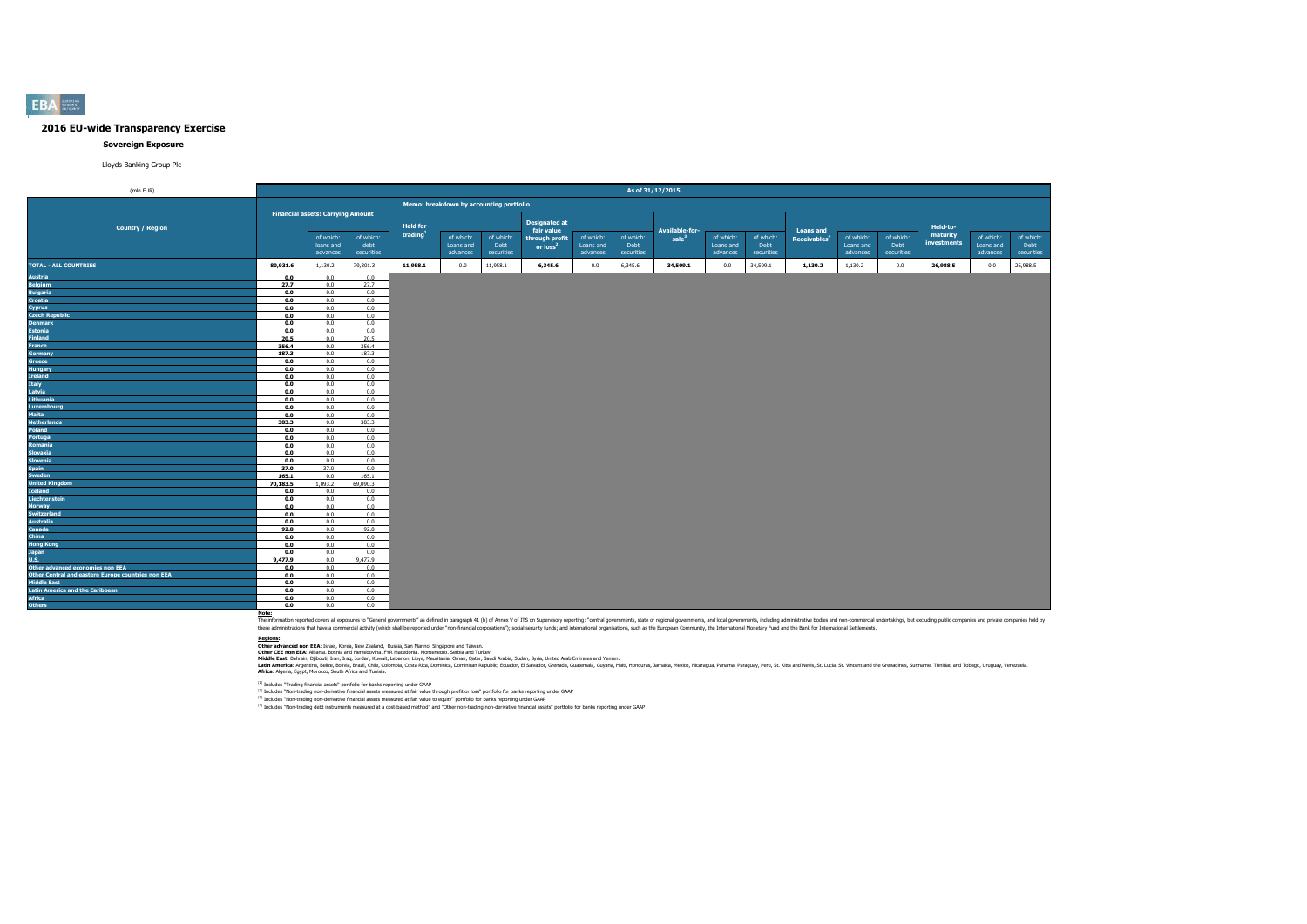## 2016 EU-wide Transparency Exercise

### Sovereign Exposure

Lloyds Banking Group Plc

| (mln EUR) | As of 31/12/2015 | | | | | | | | | | | | | | | | | |
|---|---|---|---|---|---|---|---|---|---|---|---|---|---|---|---|---|---|---|
| | Financial assets: Carrying Amount | | | Memo: breakdown by accounting portfolio | | | | | | | | | | | | | | |
| Country / Region | | of which: loans and advances | of which: debt securities | Held for trading[1] | of which: Loans and advances | of which: Debt securities | Designated at fair value through profit or loss[2] | of which: Loans and advances | of which: Debt securities | Available-for-sale[3] | of which: Loans and advances | of which: Debt securities | Loans and Receivables[4] | of which: Loans and advances | of which: Debt securities | Held-to-maturity investments | of which: Loans and advances | of which: Debt securities |
| **TOTAL - ALL COUNTRIES** | **80,931.6** | 1,130.2 | 79,801.3 | **11,958.1** | 0.0 | 11,958.1 | **6,345.6** | 0.0 | 6,345.6 | **34,509.1** | 0.0 | 34,509.1 | **1,130.2** | 1,130.2 | 0.0 | **26,988.5** | 0.0 | 26,988.5 |
| Austria | 0.0 | 0.0 | 0.0 | | | | | | | | | | | | | | | |
| Belgium | 27.7 | 0.0 | 27.7 | | | | | | | | | | | | | | | |
| Bulgaria | 0.0 | 0.0 | 0.0 | | | | | | | | | | | | | | | |
| Croatia | 0.0 | 0.0 | 0.0 | | | | | | | | | | | | | | | |
| Cyprus | 0.0 | 0.0 | 0.0 | | | | | | | | | | | | | | | |
| Czech Republic | 0.0 | 0.0 | 0.0 | | | | | | | | | | | | | | | |
| Denmark | 0.0 | 0.0 | 0.0 | | | | | | | | | | | | | | | |
| Estonia | 0.0 | 0.0 | 0.0 | | | | | | | | | | | | | | | |
| Finland | 20.5 | 0.0 | 20.5 | | | | | | | | | | | | | | | |
| France | 356.4 | 0.0 | 356.4 | | | | | | | | | | | | | | | |
| Germany | 187.3 | 0.0 | 187.3 | | | | | | | | | | | | | | | |
| Greece | 0.0 | 0.0 | 0.0 | | | | | | | | | | | | | | | |
| Hungary | 0.0 | 0.0 | 0.0 | | | | | | | | | | | | | | | |
| Ireland | 0.0 | 0.0 | 0.0 | | | | | | | | | | | | | | | |
| Italy | 0.0 | 0.0 | 0.0 | | | | | | | | | | | | | | | |
| Latvia | 0.0 | 0.0 | 0.0 | | | | | | | | | | | | | | | |
| Lithuania | 0.0 | 0.0 | 0.0 | | | | | | | | | | | | | | | |
| Luxembourg | 0.0 | 0.0 | 0.0 | | | | | | | | | | | | | | | |
| Malta | 0.0 | 0.0 | 0.0 | | | | | | | | | | | | | | | |
| Netherlands | 383.3 | 0.0 | 383.3 | | | | | | | | | | | | | | | |
| Poland | 0.0 | 0.0 | 0.0 | | | | | | | | | | | | | | | |
| Portugal | 0.0 | 0.0 | 0.0 | | | | | | | | | | | | | | | |
| Romania | 0.0 | 0.0 | 0.0 | | | | | | | | | | | | | | | |
| Slovakia | 0.0 | 0.0 | 0.0 | | | | | | | | | | | | | | | |
| Slovenia | 0.0 | 0.0 | 0.0 | | | | | | | | | | | | | | | |
| Spain | 37.0 | 37.0 | 0.0 | | | | | | | | | | | | | | | |
| Sweden | 165.1 | 0.0 | 165.1 | | | | | | | | | | | | | | | |
| United Kingdom | 70,183.5 | 1,093.2 | 69,090.3 | | | | | | | | | | | | | | | |
| Iceland | 0.0 | 0.0 | 0.0 | | | | | | | | | | | | | | | |
| Liechtenstein | 0.0 | 0.0 | 0.0 | | | | | | | | | | | | | | | |
| Norway | 0.0 | 0.0 | 0.0 | | | | | | | | | | | | | | | |
| Switzerland | 0.0 | 0.0 | 0.0 | | | | | | | | | | | | | | | |
| Australia | 0.0 | 0.0 | 0.0 | | | | | | | | | | | | | | | |
| Canada | 92.8 | 0.0 | 92.8 | | | | | | | | | | | | | | | |
| China | 0.0 | 0.0 | 0.0 | | | | | | | | | | | | | | | |
| Hong Kong | 0.0 | 0.0 | 0.0 | | | | | | | | | | | | | | | |
| Japan | 0.0 | 0.0 | 0.0 | | | | | | | | | | | | | | | |
| U.S. | 9,477.9 | 0.0 | 9,477.9 | | | | | | | | | | | | | | | |
| Other advanced economies non EEA | 0.0 | 0.0 | 0.0 | | | | | | | | | | | | | | | |
| Other Central and eastern Europe countries non EEA | 0.0 | 0.0 | 0.0 | | | | | | | | | | | | | | | |
| Middle East | 0.0 | 0.0 | 0.0 | | | | | | | | | | | | | | | |
| Latin America and the Caribbean | 0.0 | 0.0 | 0.0 | | | | | | | | | | | | | | | |
| Africa | 0.0 | 0.0 | 0.0 | | | | | | | | | | | | | | | |
| Others | 0.0 | 0.0 | 0.0 | | | | | | | | | | | | | | | |

**Note:**

The information reported covers all exposures to "General governments" as defined in paragraph 41 (b) of Annex V of ITS on Supervisory reporting: "central governments, state or regional governments, and local governments, including administrative bodies and non-commercial undertakings, but excluding public companies and private companies held by these administrations that have a commercial activity (which shall be reported under "non-financial corporations"); social security funds; and international organisations, such as the European Community, the International Monetary Fund and the Bank for International Settlements.

**Regions:**

**Other advanced non EEA:** Israel, Korea, New Zealand, Russia, San Marino, Singapore and Taiwan.
**Other CEE non EEA:** Albania, Bosnia and Herzegovina, FYR Macedonia, Montenegro, Serbia and Turkey.
**Middle East:** Bahrain, Djibouti, Iran, Iraq, Jordan, Kuwait, Lebanon, Libya, Mauritania, Oman, Qatar, Saudi Arabia, Sudan, Syria, United Arab Emirates and Yemen.
**Latin America:** Argentina, Belize, Bolivia, Brazil, Chile, Colombia, Costa Rica, Dominica, Dominican Republic, Ecuador, El Salvador, Grenada, Guatemala, Guyana, Haiti, Honduras, Jamaica, Mexico, Nicaragua, Panama, Paraguay, Peru, St. Kitts and Nevis, St. Lucia, St. Vincent and the Grenadines, Suriname, Trinidad and Tobago, Uruguay, Venezuela.
**Africa:** Algeria, Egypt, Morocco, South Africa and Tunisia.

[1] Includes "Trading financial assets" portfolio for banks reporting under GAAP

[2] Includes "Non-trading non-derivative financial assets measured at fair value through profit or loss" portfolio for banks reporting under GAAP

[3] Includes "Non-trading non-derivative financial assets measured at fair value to equity" portfolio for banks reporting under GAAP

[4] Includes "Non-trading debt instruments measured at a cost-based method" and "Other non-trading non-derivative financial assets" portfolio for banks reporting under GAAP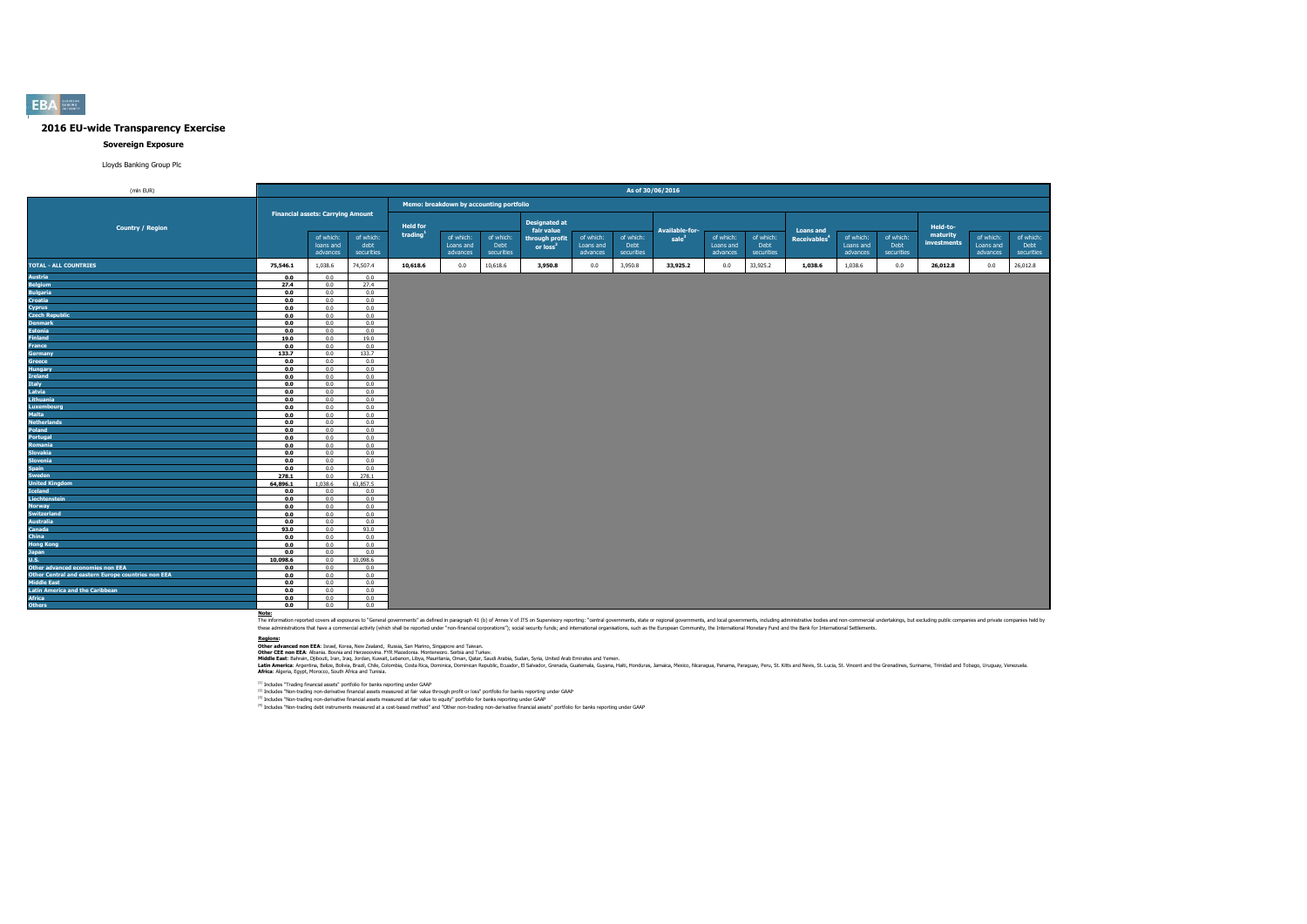# 2016 EU-wide Transparency Exercise

## Sovereign Exposure

Lloyds Banking Group Plc

(mln EUR) — As of 30/06/2016

| Country / Region | Financial assets: Carrying Amount | of which: loans and advances | of which: debt securities | Held for trading[1] | of which: Loans and advances | of which: Debt securities | Designated at fair value through profit or loss[2] | of which: Loans and advances | of which: Debt securities | Available-for-sale[3] | of which: Loans and advances | of which: Debt securities | Loans and Receivables[4] | of which: Loans and advances | of which: Debt securities | Held-to-maturity investments | of which: Loans and advances | of which: Debt securities |
|---|---|---|---|---|---|---|---|---|---|---|---|---|---|---|---|---|---|---|
| | | | | Memo: breakdown by accounting portfolio | | | | | | | | | | | | | | |
| **TOTAL - ALL COUNTRIES** | **75,546.1** | 1,038.6 | 74,507.4 | **10,618.6** | 0.0 | 10,618.6 | **3,950.8** | 0.0 | 3,950.8 | **33,925.2** | 0.0 | 33,925.2 | **1,038.6** | 1,038.6 | 0.0 | **26,012.8** | 0.0 | 26,012.8 |
| Austria | 0.0 | 0.0 | 0.0 | | | | | | | | | | | | | | | |
| Belgium | 27.4 | 0.0 | 27.4 | | | | | | | | | | | | | | | |
| Bulgaria | 0.0 | 0.0 | 0.0 | | | | | | | | | | | | | | | |
| Croatia | 0.0 | 0.0 | 0.0 | | | | | | | | | | | | | | | |
| Cyprus | 0.0 | 0.0 | 0.0 | | | | | | | | | | | | | | | |
| Czech Republic | 0.0 | 0.0 | 0.0 | | | | | | | | | | | | | | | |
| Denmark | 0.0 | 0.0 | 0.0 | | | | | | | | | | | | | | | |
| Estonia | 0.0 | 0.0 | 0.0 | | | | | | | | | | | | | | | |
| Finland | 19.0 | 0.0 | 19.0 | | | | | | | | | | | | | | | |
| France | 0.0 | 0.0 | 0.0 | | | | | | | | | | | | | | | |
| Germany | 133.7 | 0.0 | 133.7 | | | | | | | | | | | | | | | |
| Greece | 0.0 | 0.0 | 0.0 | | | | | | | | | | | | | | | |
| Hungary | 0.0 | 0.0 | 0.0 | | | | | | | | | | | | | | | |
| Ireland | 0.0 | 0.0 | 0.0 | | | | | | | | | | | | | | | |
| Italy | 0.0 | 0.0 | 0.0 | | | | | | | | | | | | | | | |
| Latvia | 0.0 | 0.0 | 0.0 | | | | | | | | | | | | | | | |
| Lithuania | 0.0 | 0.0 | 0.0 | | | | | | | | | | | | | | | |
| Luxembourg | 0.0 | 0.0 | 0.0 | | | | | | | | | | | | | | | |
| Malta | 0.0 | 0.0 | 0.0 | | | | | | | | | | | | | | | |
| Netherlands | 0.0 | 0.0 | 0.0 | | | | | | | | | | | | | | | |
| Poland | 0.0 | 0.0 | 0.0 | | | | | | | | | | | | | | | |
| Portugal | 0.0 | 0.0 | 0.0 | | | | | | | | | | | | | | | |
| Romania | 0.0 | 0.0 | 0.0 | | | | | | | | | | | | | | | |
| Slovakia | 0.0 | 0.0 | 0.0 | | | | | | | | | | | | | | | |
| Slovenia | 0.0 | 0.0 | 0.0 | | | | | | | | | | | | | | | |
| Spain | 0.0 | 0.0 | 0.0 | | | | | | | | | | | | | | | |
| Sweden | 278.1 | 0.0 | 278.1 | | | | | | | | | | | | | | | |
| United Kingdom | 64,896.1 | 1,038.6 | 63,857.5 | | | | | | | | | | | | | | | |
| Iceland | 0.0 | 0.0 | 0.0 | | | | | | | | | | | | | | | |
| Liechtenstein | 0.0 | 0.0 | 0.0 | | | | | | | | | | | | | | | |
| Norway | 0.0 | 0.0 | 0.0 | | | | | | | | | | | | | | | |
| Switzerland | 0.0 | 0.0 | 0.0 | | | | | | | | | | | | | | | |
| Australia | 0.0 | 0.0 | 0.0 | | | | | | | | | | | | | | | |
| Canada | 93.0 | 0.0 | 93.0 | | | | | | | | | | | | | | | |
| China | 0.0 | 0.0 | 0.0 | | | | | | | | | | | | | | | |
| Hong Kong | 0.0 | 0.0 | 0.0 | | | | | | | | | | | | | | | |
| Japan | 0.0 | 0.0 | 0.0 | | | | | | | | | | | | | | | |
| U.S. | 10,098.6 | 0.0 | 10,098.6 | | | | | | | | | | | | | | | |
| Other advanced economies non EEA | 0.0 | 0.0 | 0.0 | | | | | | | | | | | | | | | |
| Other Central and eastern Europe countries non EEA | 0.0 | 0.0 | 0.0 | | | | | | | | | | | | | | | |
| Middle East | 0.0 | 0.0 | 0.0 | | | | | | | | | | | | | | | |
| Latin America and the Caribbean | 0.0 | 0.0 | 0.0 | | | | | | | | | | | | | | | |
| Africa | 0.0 | 0.0 | 0.0 | | | | | | | | | | | | | | | |
| Others | 0.0 | 0.0 | 0.0 | | | | | | | | | | | | | | | |

**Note:**
The information reported covers all exposures to "General governments" as defined in paragraph 41 (b) of Annex V of ITS on Supervisory reporting: "central governments, state or regional governments, and local governments, including administrative bodies and non-commercial undertakings, but excluding public companies and private companies held by these administrations that have a commercial activity (which shall be reported under "non-financial corporations"); social security funds; and international organisations, such as the European Community, the International Monetary Fund and the Bank for International Settlements.

**Regions:**
**Other advanced non EEA:** Israel, Korea, New Zealand, Russia, San Marino, Singapore and Taiwan.
**Other CEE non EEA:** Albania, Bosnia and Herzegovina, FYR Macedonia, Montenegro, Serbia and Turkey.
**Middle East:** Bahrain, Djibouti, Iran, Iraq, Jordan, Kuwait, Lebanon, Libya, Mauritania, Oman, Qatar, Saudi Arabia, Sudan, Syria, United Arab Emirates and Yemen.
**Latin America:** Argentina, Belize, Bolivia, Brazil, Chile, Colombia, Costa Rica, Dominica, Dominican Republic, Ecuador, El Salvador, Grenada, Guatemala, Guyana, Haiti, Honduras, Jamaica, Mexico, Nicaragua, Panama, Paraguay, Peru, St. Kitts and Nevis, St. Lucia, St. Vincent and the Grenadines, Suriname, Trinidad and Tobago, Uruguay, Venezuela.
**Africa:** Algeria, Egypt, Morocco, South Africa and Tunisia.

[1] Includes "Trading financial assets" portfolio for banks reporting under GAAP
[2] Includes "Non-trading non-derivative financial assets measured at fair value through profit or loss" portfolio for banks reporting under GAAP
[3] Includes "Non-trading non-derivative financial assets measured at fair value to equity" portfolio for banks reporting under GAAP
[4] Includes "Non-trading debt instruments measured at a cost-based method" and "Other non-trading non-derivative financial assets" portfolio for banks reporting under GAAP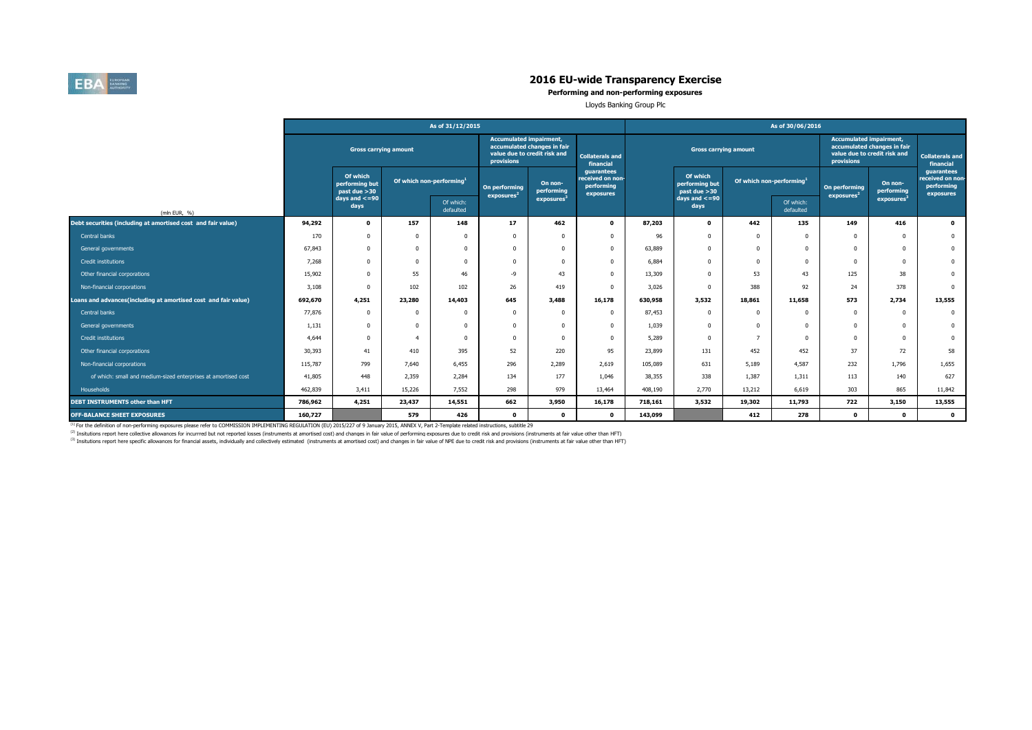# 2016 EU-wide Transparency Exercise

**Performing and non-performing exposures**

Lloyds Banking Group Plc

| (mln EUR, %) | As of 31/12/2015 | | | | | | | As of 30/06/2016 | | | | | | |
|---|---|---|---|---|---|---|---|---|---|---|---|---|---|---|
| | Gross carrying amount | | | | Accumulated impairment, accumulated changes in fair value due to credit risk and provisions | | Collaterals and financial guarantees received on non-performing exposures | Gross carrying amount | | | | Accumulated impairment, accumulated changes in fair value due to credit risk and provisions | | Collaterals and financial guarantees received on non-performing exposures |
| | | Of which performing but past due >30 days and <=90 days | Of which non-performing[1] | | On performing exposures[2] | On non-performing exposures[3] | | | Of which performing but past due >30 days and <=90 days | Of which non-performing[1] | | On performing exposures[2] | On non-performing exposures[3] | |
| | | | | Of which: defaulted | | | | | | | Of which: defaulted | | | |
| **Debt securities (including at amortised cost and fair value)** | **94,292** | **0** | **157** | **148** | **17** | **462** | **0** | **87,203** | **0** | **442** | **135** | **149** | **416** | **0** |
| Central banks | 170 | 0 | 0 | 0 | 0 | 0 | 0 | 96 | 0 | 0 | 0 | 0 | 0 | 0 |
| General governments | 67,843 | 0 | 0 | 0 | 0 | 0 | 0 | 63,889 | 0 | 0 | 0 | 0 | 0 | 0 |
| Credit institutions | 7,268 | 0 | 0 | 0 | 0 | 0 | 0 | 6,884 | 0 | 0 | 0 | 0 | 0 | 0 |
| Other financial corporations | 15,902 | 0 | 55 | 46 | -9 | 43 | 0 | 13,309 | 0 | 53 | 43 | 125 | 38 | 0 |
| Non-financial corporations | 3,108 | 0 | 102 | 102 | 26 | 419 | 0 | 3,026 | 0 | 388 | 92 | 24 | 378 | 0 |
| **Loans and advances(including at amortised cost and fair value)** | **692,670** | **4,251** | **23,280** | **14,403** | **645** | **3,488** | **16,178** | **630,958** | **3,532** | **18,861** | **11,658** | **573** | **2,734** | **13,555** |
| Central banks | 77,876 | 0 | 0 | 0 | 0 | 0 | 0 | 87,453 | 0 | 0 | 0 | 0 | 0 | 0 |
| General governments | 1,131 | 0 | 0 | 0 | 0 | 0 | 0 | 1,039 | 0 | 0 | 0 | 0 | 0 | 0 |
| Credit institutions | 4,644 | 0 | 4 | 0 | 0 | 0 | 0 | 5,289 | 0 | 7 | 0 | 0 | 0 | 0 |
| Other financial corporations | 30,393 | 41 | 410 | 395 | 52 | 220 | 95 | 23,899 | 131 | 452 | 452 | 37 | 72 | 58 |
| Non-financial corporations | 115,787 | 799 | 7,640 | 6,455 | 296 | 2,289 | 2,619 | 105,089 | 631 | 5,189 | 4,587 | 232 | 1,796 | 1,655 |
| of which: small and medium-sized enterprises at amortised cost | 41,805 | 448 | 2,359 | 2,284 | 134 | 177 | 1,046 | 38,355 | 338 | 1,387 | 1,311 | 113 | 140 | 627 |
| Households | 462,839 | 3,411 | 15,226 | 7,552 | 298 | 979 | 13,464 | 408,190 | 2,770 | 13,212 | 6,619 | 303 | 865 | 11,842 |
| **DEBT INSTRUMENTS other than HFT** | **786,962** | **4,251** | **23,437** | **14,551** | **662** | **3,950** | **16,178** | **718,161** | **3,532** | **19,302** | **11,793** | **722** | **3,150** | **13,555** |
| **OFF-BALANCE SHEET EXPOSURES** | **160,727** | | **579** | **426** | **0** | **0** | **0** | **143,099** | | **412** | **278** | **0** | **0** | **0** |

[1] For the definition of non-performing exposures please refer to COMMISSION IMPLEMENTING REGULATION (EU) 2015/227 of 9 January 2015, ANNEX V, Part 2-Template related instructions, subtitle 29

[2] Insitutions report here collective allowances for incurrred but not reported losses (instruments at amortised cost) and changes in fair value of performing exposures due to credit risk and provisions (instruments at fair value other than HFT)

[3] Insitutions report here specific allowances for financial assets, individually and collectively estimated (instruments at amortised cost) and changes in fair value of NPE due to credit risk and provisions (instruments at fair value other than HFT)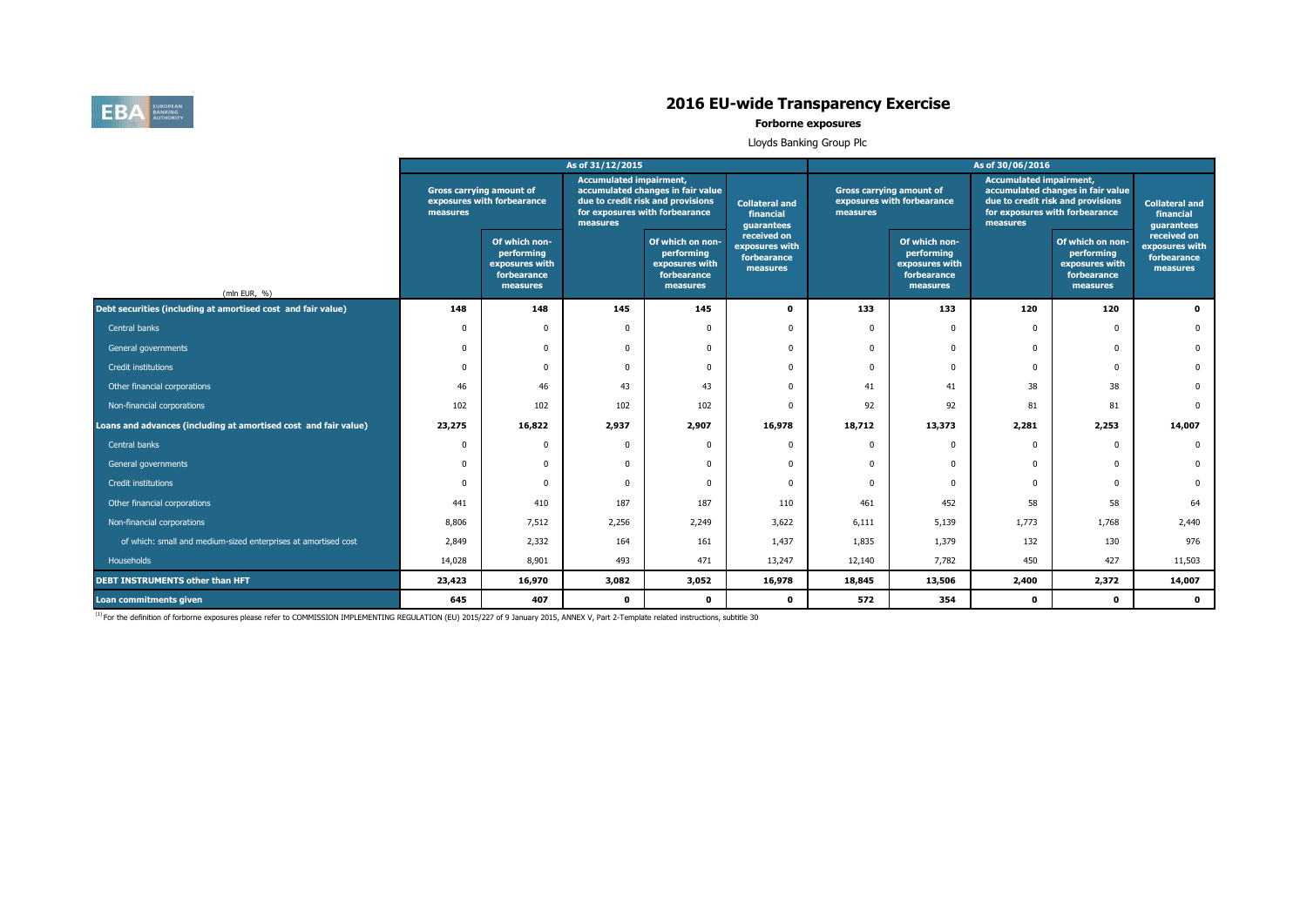# 2016 EU-wide Transparency Exercise

## Forborne exposures

Lloyds Banking Group Plc

| (mln EUR, %) | As of 31/12/2015 | | | | | As of 30/06/2016 | | | | |
|---|---|---|---|---|---|---|---|---|---|---|
| | Gross carrying amount of exposures with forbearance measures | | Accumulated impairment, accumulated changes in fair value due to credit risk and provisions for exposures with forbearance measures | | Collateral and financial guarantees received on exposures with forbearance measures | Gross carrying amount of exposures with forbearance measures | | Accumulated impairment, accumulated changes in fair value due to credit risk and provisions for exposures with forbearance measures | | Collateral and financial guarantees received on exposures with forbearance measures |
| | | Of which non-performing exposures with forbearance measures | | Of which on non-performing exposures with forbearance measures | | | Of which non-performing exposures with forbearance measures | | Of which on non-performing exposures with forbearance measures | |
| **Debt securities (including at amortised cost and fair value)** | **148** | **148** | **145** | **145** | **0** | **133** | **133** | **120** | **120** | **0** |
| Central banks | 0 | 0 | 0 | 0 | 0 | 0 | 0 | 0 | 0 | 0 |
| General governments | 0 | 0 | 0 | 0 | 0 | 0 | 0 | 0 | 0 | 0 |
| Credit institutions | 0 | 0 | 0 | 0 | 0 | 0 | 0 | 0 | 0 | 0 |
| Other financial corporations | 46 | 46 | 43 | 43 | 0 | 41 | 41 | 38 | 38 | 0 |
| Non-financial corporations | 102 | 102 | 102 | 102 | 0 | 92 | 92 | 81 | 81 | 0 |
| **Loans and advances (including at amortised cost and fair value)** | **23,275** | **16,822** | **2,937** | **2,907** | **16,978** | **18,712** | **13,373** | **2,281** | **2,253** | **14,007** |
| Central banks | 0 | 0 | 0 | 0 | 0 | 0 | 0 | 0 | 0 | 0 |
| General governments | 0 | 0 | 0 | 0 | 0 | 0 | 0 | 0 | 0 | 0 |
| Credit institutions | 0 | 0 | 0 | 0 | 0 | 0 | 0 | 0 | 0 | 0 |
| Other financial corporations | 441 | 410 | 187 | 187 | 110 | 461 | 452 | 58 | 58 | 64 |
| Non-financial corporations | 8,806 | 7,512 | 2,256 | 2,249 | 3,622 | 6,111 | 5,139 | 1,773 | 1,768 | 2,440 |
| of which: small and medium-sized enterprises at amortised cost | 2,849 | 2,332 | 164 | 161 | 1,437 | 1,835 | 1,379 | 132 | 130 | 976 |
| Households | 14,028 | 8,901 | 493 | 471 | 13,247 | 12,140 | 7,782 | 450 | 427 | 11,503 |
| **DEBT INSTRUMENTS other than HFT** | **23,423** | **16,970** | **3,082** | **3,052** | **16,978** | **18,845** | **13,506** | **2,400** | **2,372** | **14,007** |
| **Loan commitments given** | **645** | **407** | **0** | **0** | **0** | **572** | **354** | **0** | **0** | **0** |

[1] For the definition of forborne exposures please refer to COMMISSION IMPLEMENTING REGULATION (EU) 2015/227 of 9 January 2015, ANNEX V, Part 2-Template related instructions, subtitle 30